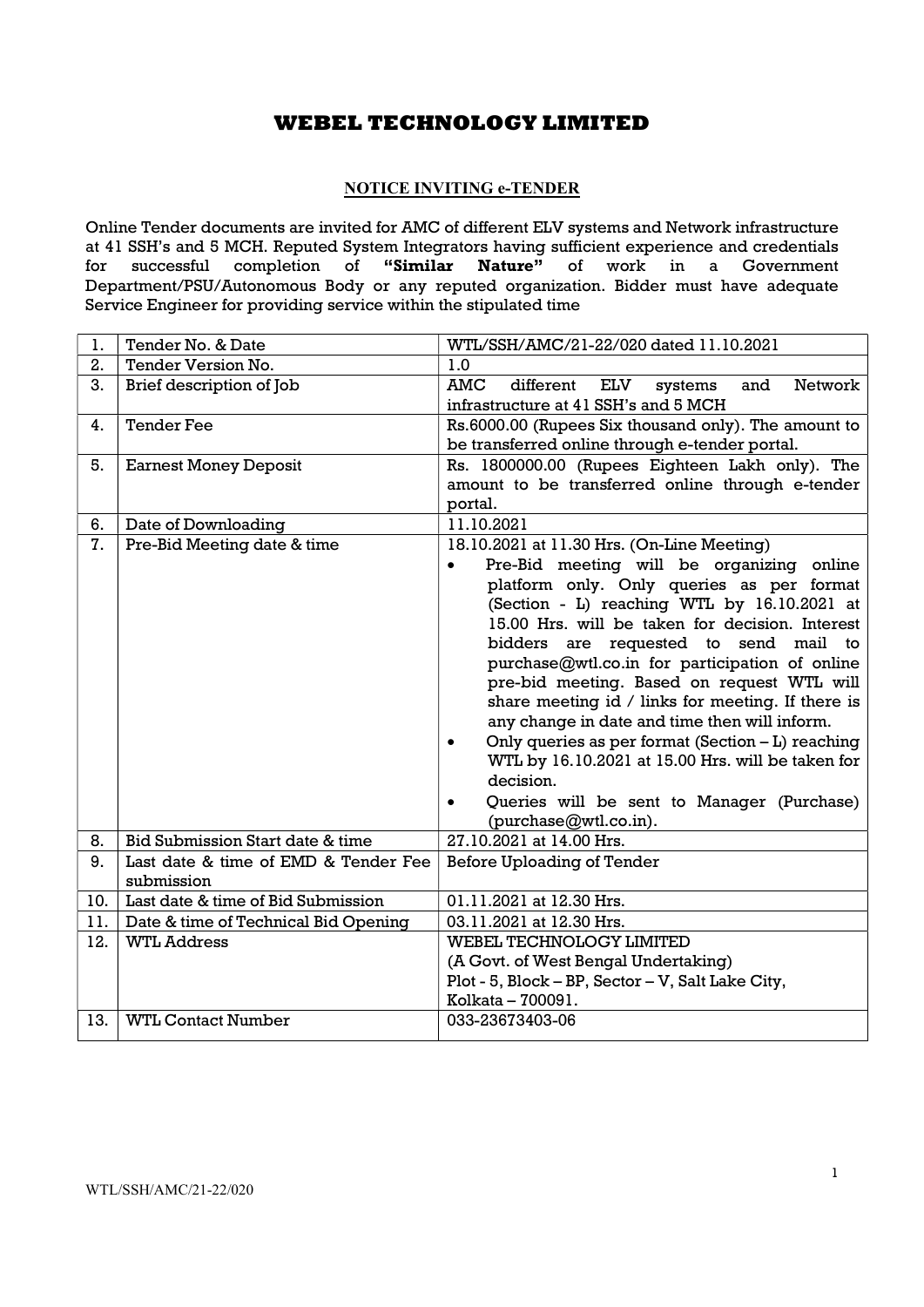# WEBEL TECHNOLOGY LIMITED

## NOTICE INVITING e-TENDER

Online Tender documents are invited for AMC of different ELV systems and Network infrastructure at 41 SSH's and 5 MCH. Reputed System Integrators having sufficient experience and credentials for successful completion of **"Similar Nature"** of work in a Government Department/PSU/Autonomous Body or any reputed organization. Bidder must have adequate Service Engineer for providing service within the stipulated time

| 1. | Tender No. & Date | WTL/SSH/AMC/21-22/020 dated 11.10.2021 |
|---|---|---|
| 2. | Tender Version No. | 1.0 |
| 3. | Brief description of Job | AMC different ELV systems and Network infrastructure at 41 SSH's and 5 MCH |
| 4. | Tender Fee | Rs.6000.00 (Rupees Six thousand only). The amount to be transferred online through e-tender portal. |
| 5. | Earnest Money Deposit | Rs. 1800000.00 (Rupees Eighteen Lakh only). The amount to be transferred online through e-tender portal. |
| 6. | Date of Downloading | 11.10.2021 |
| 7. | Pre-Bid Meeting date & time | 18.10.2021 at 11.30 Hrs. (On-Line Meeting)<br>• Pre-Bid meeting will be organizing online platform only. Only queries as per format (Section - L) reaching WTL by 16.10.2021 at 15.00 Hrs. will be taken for decision. Interest bidders are requested to send mail to purchase@wtl.co.in for participation of online pre-bid meeting. Based on request WTL will share meeting id / links for meeting. If there is any change in date and time then will inform.<br>• Only queries as per format (Section – L) reaching WTL by 16.10.2021 at 15.00 Hrs. will be taken for decision.<br>• Queries will be sent to Manager (Purchase) (purchase@wtl.co.in). |
| 8. | Bid Submission Start date & time | 27.10.2021 at 14.00 Hrs. |
| 9. | Last date & time of EMD & Tender Fee submission | Before Uploading of Tender |
| 10. | Last date & time of Bid Submission | 01.11.2021 at 12.30 Hrs. |
| 11. | Date & time of Technical Bid Opening | 03.11.2021 at 12.30 Hrs. |
| 12. | WTL Address | WEBEL TECHNOLOGY LIMITED<br>(A Govt. of West Bengal Undertaking)<br>Plot - 5, Block – BP, Sector – V, Salt Lake City,<br>Kolkata – 700091. |
| 13. | WTL Contact Number | 033-23673403-06 |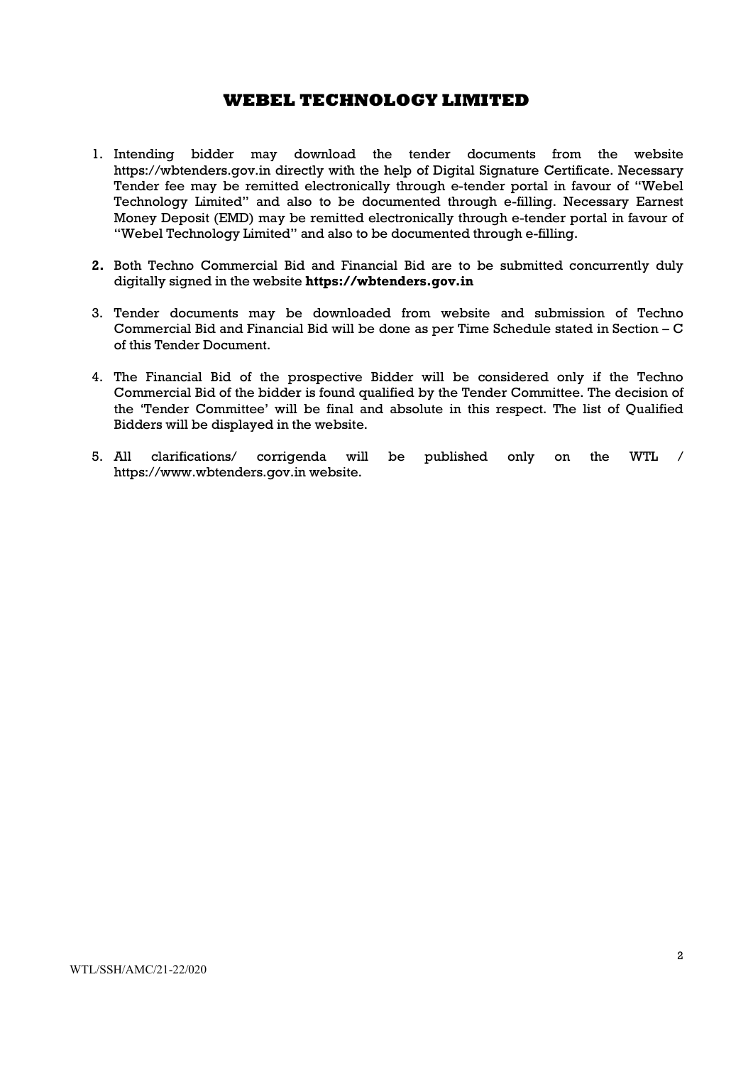## WEBEL TECHNOLOGY LIMITED

1. Intending bidder may download the tender documents from the website https://wbtenders.gov.in directly with the help of Digital Signature Certificate. Necessary Tender fee may be remitted electronically through e-tender portal in favour of "Webel Technology Limited" and also to be documented through e-filling. Necessary Earnest Money Deposit (EMD) may be remitted electronically through e-tender portal in favour of "Webel Technology Limited" and also to be documented through e-filling.

2. Both Techno Commercial Bid and Financial Bid are to be submitted concurrently duly digitally signed in the website **https://wbtenders.gov.in**

3. Tender documents may be downloaded from website and submission of Techno Commercial Bid and Financial Bid will be done as per Time Schedule stated in Section – C of this Tender Document.

4. The Financial Bid of the prospective Bidder will be considered only if the Techno Commercial Bid of the bidder is found qualified by the Tender Committee. The decision of the 'Tender Committee' will be final and absolute in this respect. The list of Qualified Bidders will be displayed in the website.

5. All clarifications/ corrigenda will be published only on the WTL / https://www.wbtenders.gov.in website.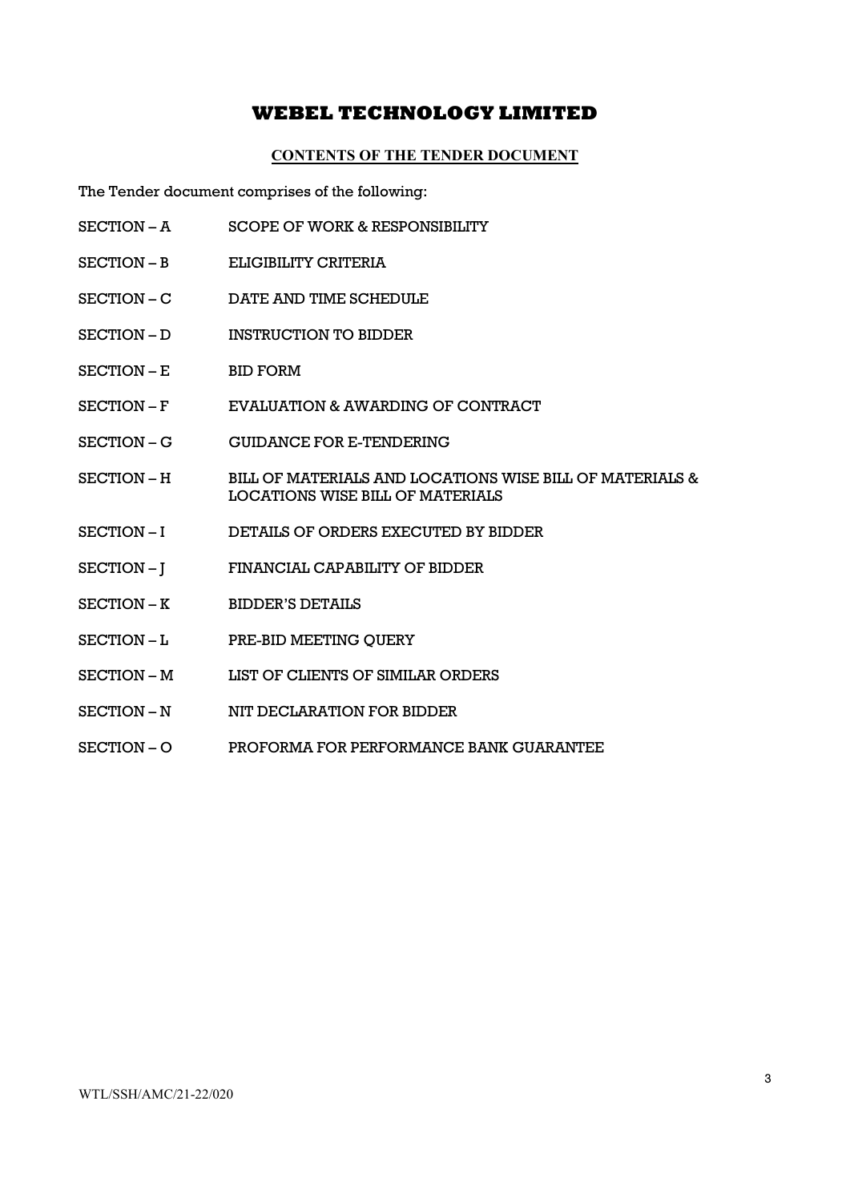# WEBEL TECHNOLOGY LIMITED

## CONTENTS OF THE TENDER DOCUMENT

The Tender document comprises of the following:

| | |
|---|---|
| SECTION – A | SCOPE OF WORK & RESPONSIBILITY |
| SECTION – B | ELIGIBILITY CRITERIA |
| SECTION – C | DATE AND TIME SCHEDULE |
| SECTION – D | INSTRUCTION TO BIDDER |
| SECTION – E | BID FORM |
| SECTION – F | EVALUATION & AWARDING OF CONTRACT |
| SECTION – G | GUIDANCE FOR E-TENDERING |
| SECTION – H | BILL OF MATERIALS AND LOCATIONS WISE BILL OF MATERIALS & LOCATIONS WISE BILL OF MATERIALS |
| SECTION – I | DETAILS OF ORDERS EXECUTED BY BIDDER |
| SECTION – J | FINANCIAL CAPABILITY OF BIDDER |
| SECTION – K | BIDDER'S DETAILS |
| SECTION – L | PRE-BID MEETING QUERY |
| SECTION – M | LIST OF CLIENTS OF SIMILAR ORDERS |
| SECTION – N | NIT DECLARATION FOR BIDDER |
| SECTION – O | PROFORMA FOR PERFORMANCE BANK GUARANTEE |

WTL/SSH/AMC/21-22/020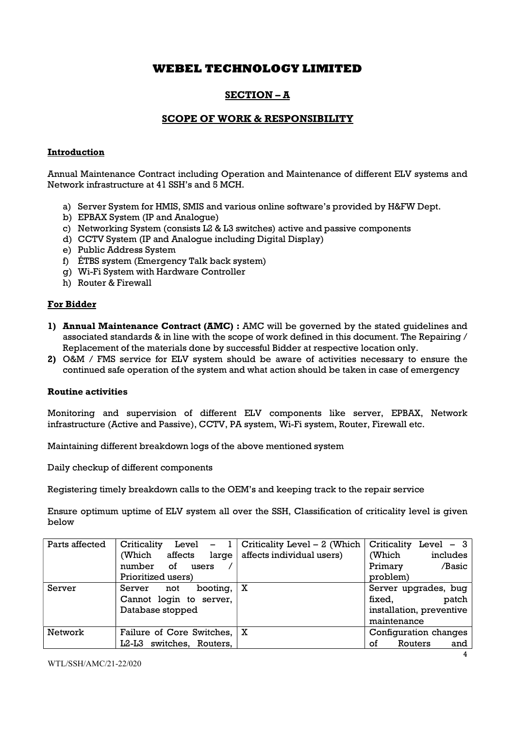# WEBEL TECHNOLOGY LIMITED

## SECTION – A

## SCOPE OF WORK & RESPONSIBILITY

### Introduction

Annual Maintenance Contract including Operation and Maintenance of different ELV systems and Network infrastructure at 41 SSH's and 5 MCH.

a) Server System for HMIS, SMIS and various online software's provided by H&FW Dept.
b) EPBAX System (IP and Analogue)
c) Networking System (consists L2 & L3 switches) active and passive components
d) CCTV System (IP and Analogue including Digital Display)
e) Public Address System
f) ÉTBS system (Emergency Talk back system)
g) Wi-Fi System with Hardware Controller
h) Router & Firewall

### For Bidder

1) **Annual Maintenance Contract (AMC) :** AMC will be governed by the stated guidelines and associated standards & in line with the scope of work defined in this document. The Repairing / Replacement of the materials done by successful Bidder at respective location only.
2) O&M / FMS service for ELV system should be aware of activities necessary to ensure the continued safe operation of the system and what action should be taken in case of emergency

**Routine activities**

Monitoring and supervision of different ELV components like server, EPBAX, Network infrastructure (Active and Passive), CCTV, PA system, Wi-Fi system, Router, Firewall etc.

Maintaining different breakdown logs of the above mentioned system

Daily checkup of different components

Registering timely breakdown calls to the OEM's and keeping track to the repair service

Ensure optimum uptime of ELV system all over the SSH, Classification of criticality level is given below

| Parts affected | Criticality Level – 1 (Which affects large number of users / Prioritized users) | Criticality Level – 2 (Which affects individual users) | Criticality Level – 3 (Which includes Primary /Basic problem) |
|---|---|---|---|
| Server | Server not booting, Cannot login to server, Database stopped | X | Server upgrades, bug fixed, patch installation, preventive maintenance |
| Network | Failure of Core Switches, L2-L3 switches, Routers, | X | Configuration changes of Routers and |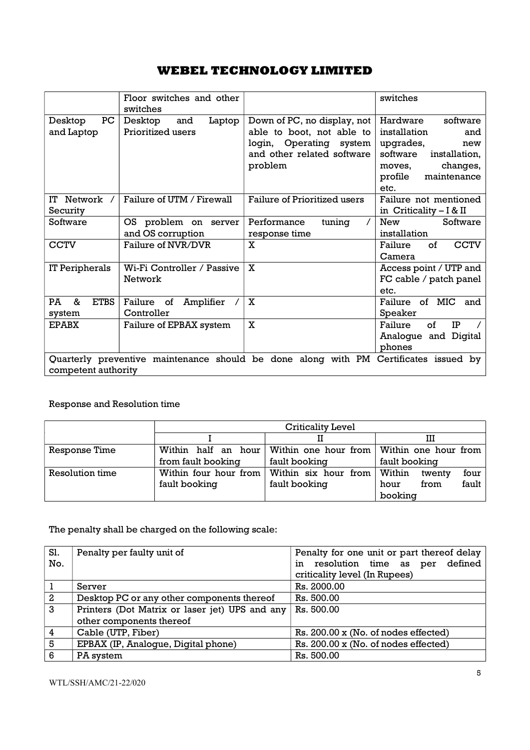# WEBEL TECHNOLOGY LIMITED

| | | | |
|---|---|---|---|
| | Floor switches and other switches | | switches |
| Desktop PC and Laptop | Desktop and Laptop Prioritized users | Down of PC, no display, not able to boot, not able to login, Operating system and other related software problem | Hardware software installation and upgrades, new software installation, moves, changes, profile maintenance etc. |
| IT Network / Security | Failure of UTM / Firewall | Failure of Prioritized users | Failure not mentioned in Criticality – I & II |
| Software | OS problem on server and OS corruption | Performance tuning / response time | New Software installation |
| CCTV | Failure of NVR/DVR | X | Failure of CCTV Camera |
| IT Peripherals | Wi-Fi Controller / Passive Network | X | Access point / UTP and FC cable / patch panel etc. |
| PA & ETBS system | Failure of Amplifier / Controller | X | Failure of MIC and Speaker |
| EPABX | Failure of EPBAX system | X | Failure of IP / Analogue and Digital phones |
| Quarterly preventive maintenance should be done along with PM Certificates issued by competent authority | | | |

Response and Resolution time

| | Criticality Level | | |
|---|---|---|---|
| | I | II | III |
| Response Time | Within half an hour from fault booking | Within one hour from fault booking | Within one hour from fault booking |
| Resolution time | Within four hour from fault booking | Within six hour from fault booking | Within twenty four hour from fault booking |

The penalty shall be charged on the following scale:

| Sl. No. | Penalty per faulty unit of | Penalty for one unit or part thereof delay in resolution time as per defined criticality level (In Rupees) |
|---|---|---|
| 1 | Server | Rs. 2000.00 |
| 2 | Desktop PC or any other components thereof | Rs. 500.00 |
| 3 | Printers (Dot Matrix or laser jet) UPS and any other components thereof | Rs. 500.00 |
| 4 | Cable (UTP, Fiber) | Rs. 200.00 x (No. of nodes effected) |
| 5 | EPBAX (IP, Analogue, Digital phone) | Rs. 200.00 x (No. of nodes effected) |
| 6 | PA system | Rs. 500.00 |

WTL/SSH/AMC/21-22/020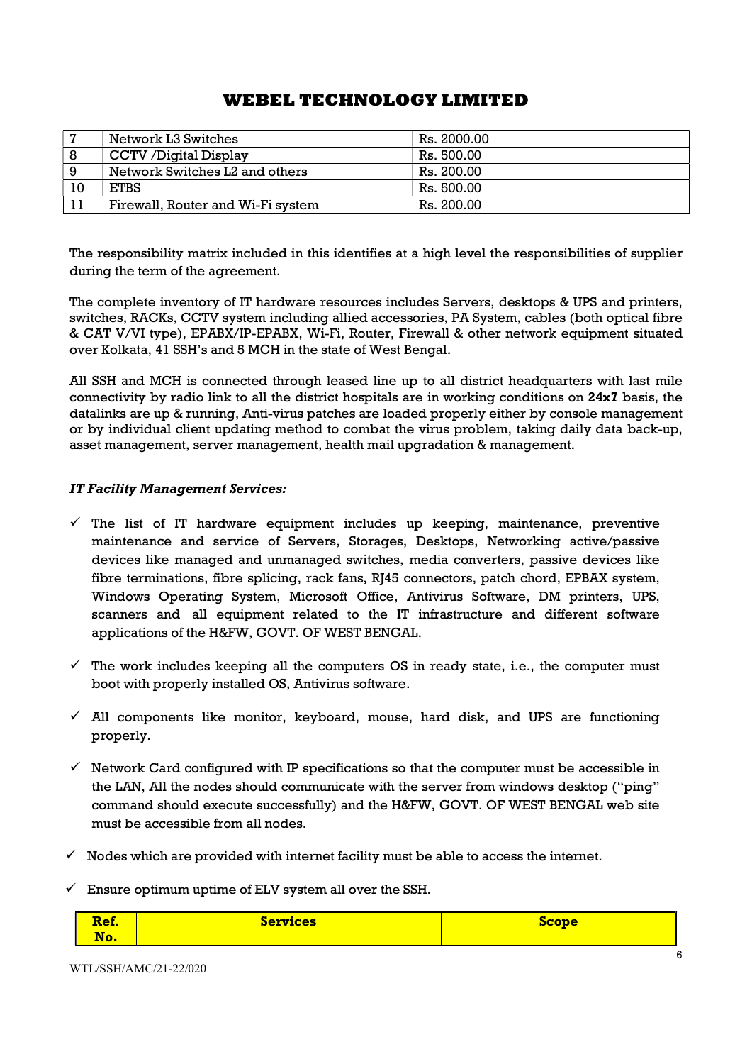## WEBEL TECHNOLOGY LIMITED

| 7 | Network L3 Switches | Rs. 2000.00 |
|---|---|---|
| 8 | CCTV /Digital Display | Rs. 500.00 |
| 9 | Network Switches L2 and others | Rs. 200.00 |
| 10 | ETBS | Rs. 500.00 |
| 11 | Firewall, Router and Wi-Fi system | Rs. 200.00 |

The responsibility matrix included in this identifies at a high level the responsibilities of supplier during the term of the agreement.

The complete inventory of IT hardware resources includes Servers, desktops & UPS and printers, switches, RACKs, CCTV system including allied accessories, PA System, cables (both optical fibre & CAT V/VI type), EPABX/IP-EPABX, Wi-Fi, Router, Firewall & other network equipment situated over Kolkata, 41 SSH's and 5 MCH in the state of West Bengal.

All SSH and MCH is connected through leased line up to all district headquarters with last mile connectivity by radio link to all the district hospitals are in working conditions on **24x7** basis, the datalinks are up & running, Anti-virus patches are loaded properly either by console management or by individual client updating method to combat the virus problem, taking daily data back-up, asset management, server management, health mail upgradation & management.

***IT Facility Management Services:***

- ✓ The list of IT hardware equipment includes up keeping, maintenance, preventive maintenance and service of Servers, Storages, Desktops, Networking active/passive devices like managed and unmanaged switches, media converters, passive devices like fibre terminations, fibre splicing, rack fans, RJ45 connectors, patch chord, EPBAX system, Windows Operating System, Microsoft Office, Antivirus Software, DM printers, UPS, scanners and all equipment related to the IT infrastructure and different software applications of the H&FW, GOVT. OF WEST BENGAL.
- ✓ The work includes keeping all the computers OS in ready state, i.e., the computer must boot with properly installed OS, Antivirus software.
- ✓ All components like monitor, keyboard, mouse, hard disk, and UPS are functioning properly.
- ✓ Network Card configured with IP specifications so that the computer must be accessible in the LAN, All the nodes should communicate with the server from windows desktop ("ping" command should execute successfully) and the H&FW, GOVT. OF WEST BENGAL web site must be accessible from all nodes.
- ✓ Nodes which are provided with internet facility must be able to access the internet.
- ✓ Ensure optimum uptime of ELV system all over the SSH.

| Ref. No. | Services | Scope |
|---|---|---|

WTL/SSH/AMC/21-22/020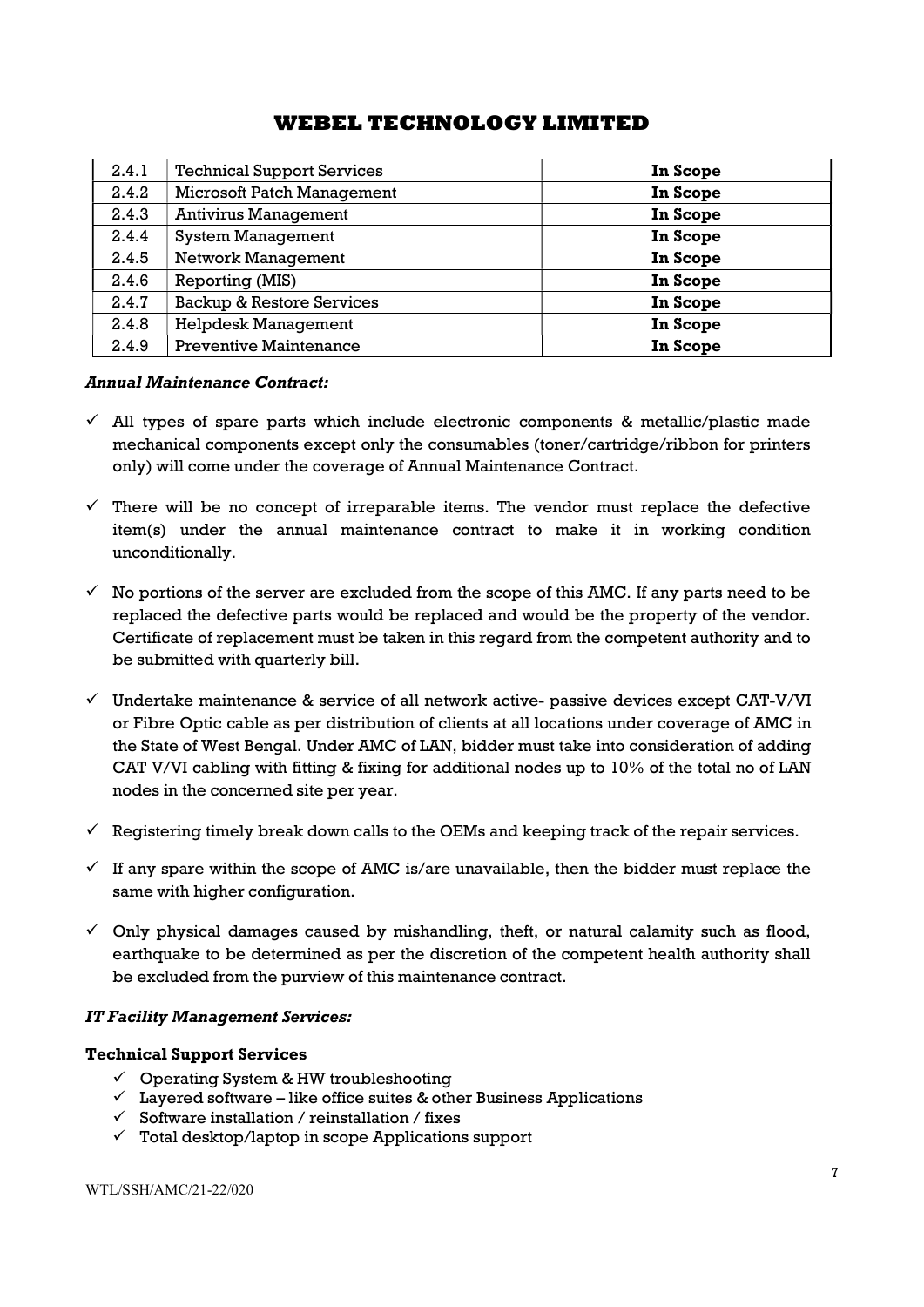| 2.4.1 | Technical Support Services | **In Scope** |
|---|---|---|
| 2.4.2 | Microsoft Patch Management | **In Scope** |
| 2.4.3 | Antivirus Management | **In Scope** |
| 2.4.4 | System Management | **In Scope** |
| 2.4.5 | Network Management | **In Scope** |
| 2.4.6 | Reporting (MIS) | **In Scope** |
| 2.4.7 | Backup & Restore Services | **In Scope** |
| 2.4.8 | Helpdesk Management | **In Scope** |
| 2.4.9 | Preventive Maintenance | **In Scope** |

***Annual Maintenance Contract:***

- ✓ All types of spare parts which include electronic components & metallic/plastic made mechanical components except only the consumables (toner/cartridge/ribbon for printers only) will come under the coverage of Annual Maintenance Contract.
- ✓ There will be no concept of irreparable items. The vendor must replace the defective item(s) under the annual maintenance contract to make it in working condition unconditionally.
- ✓ No portions of the server are excluded from the scope of this AMC. If any parts need to be replaced the defective parts would be replaced and would be the property of the vendor. Certificate of replacement must be taken in this regard from the competent authority and to be submitted with quarterly bill.
- ✓ Undertake maintenance & service of all network active- passive devices except CAT-V/VI or Fibre Optic cable as per distribution of clients at all locations under coverage of AMC in the State of West Bengal. Under AMC of LAN, bidder must take into consideration of adding CAT V/VI cabling with fitting & fixing for additional nodes up to 10% of the total no of LAN nodes in the concerned site per year.
- ✓ Registering timely break down calls to the OEMs and keeping track of the repair services.
- ✓ If any spare within the scope of AMC is/are unavailable, then the bidder must replace the same with higher configuration.
- ✓ Only physical damages caused by mishandling, theft, or natural calamity such as flood, earthquake to be determined as per the discretion of the competent health authority shall be excluded from the purview of this maintenance contract.

***IT Facility Management Services:***

**Technical Support Services**

- ✓ Operating System & HW troubleshooting
- ✓ Layered software – like office suites & other Business Applications
- ✓ Software installation / reinstallation / fixes
- ✓ Total desktop/laptop in scope Applications support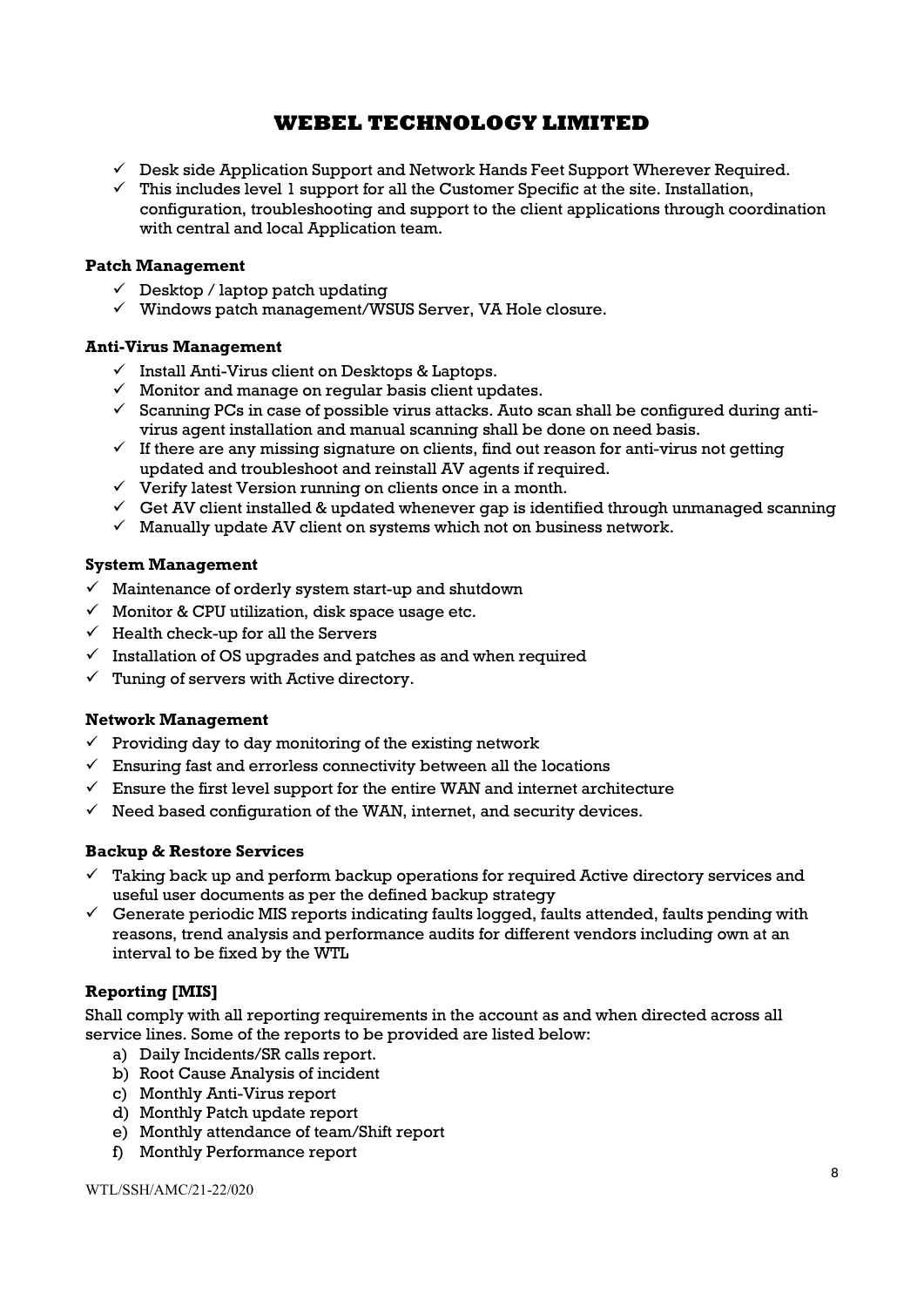- ✓ Desk side Application Support and Network Hands Feet Support Wherever Required.
- ✓ This includes level 1 support for all the Customer Specific at the site. Installation, configuration, troubleshooting and support to the client applications through coordination with central and local Application team.

**Patch Management**

- ✓ Desktop / laptop patch updating
- ✓ Windows patch management/WSUS Server, VA Hole closure.

**Anti-Virus Management**

- ✓ Install Anti-Virus client on Desktops & Laptops.
- ✓ Monitor and manage on regular basis client updates.
- ✓ Scanning PCs in case of possible virus attacks. Auto scan shall be configured during anti-virus agent installation and manual scanning shall be done on need basis.
- ✓ If there are any missing signature on clients, find out reason for anti-virus not getting updated and troubleshoot and reinstall AV agents if required.
- ✓ Verify latest Version running on clients once in a month.
- ✓ Get AV client installed & updated whenever gap is identified through unmanaged scanning
- ✓ Manually update AV client on systems which not on business network.

**System Management**

- ✓ Maintenance of orderly system start-up and shutdown
- ✓ Monitor & CPU utilization, disk space usage etc.
- ✓ Health check-up for all the Servers
- ✓ Installation of OS upgrades and patches as and when required
- ✓ Tuning of servers with Active directory.

**Network Management**

- ✓ Providing day to day monitoring of the existing network
- ✓ Ensuring fast and errorless connectivity between all the locations
- ✓ Ensure the first level support for the entire WAN and internet architecture
- ✓ Need based configuration of the WAN, internet, and security devices.

**Backup & Restore Services**

- ✓ Taking back up and perform backup operations for required Active directory services and useful user documents as per the defined backup strategy
- ✓ Generate periodic MIS reports indicating faults logged, faults attended, faults pending with reasons, trend analysis and performance audits for different vendors including own at an interval to be fixed by the WTL

**Reporting [MIS]**

Shall comply with all reporting requirements in the account as and when directed across all service lines. Some of the reports to be provided are listed below:

a) Daily Incidents/SR calls report.
b) Root Cause Analysis of incident
c) Monthly Anti-Virus report
d) Monthly Patch update report
e) Monthly attendance of team/Shift report
f) Monthly Performance report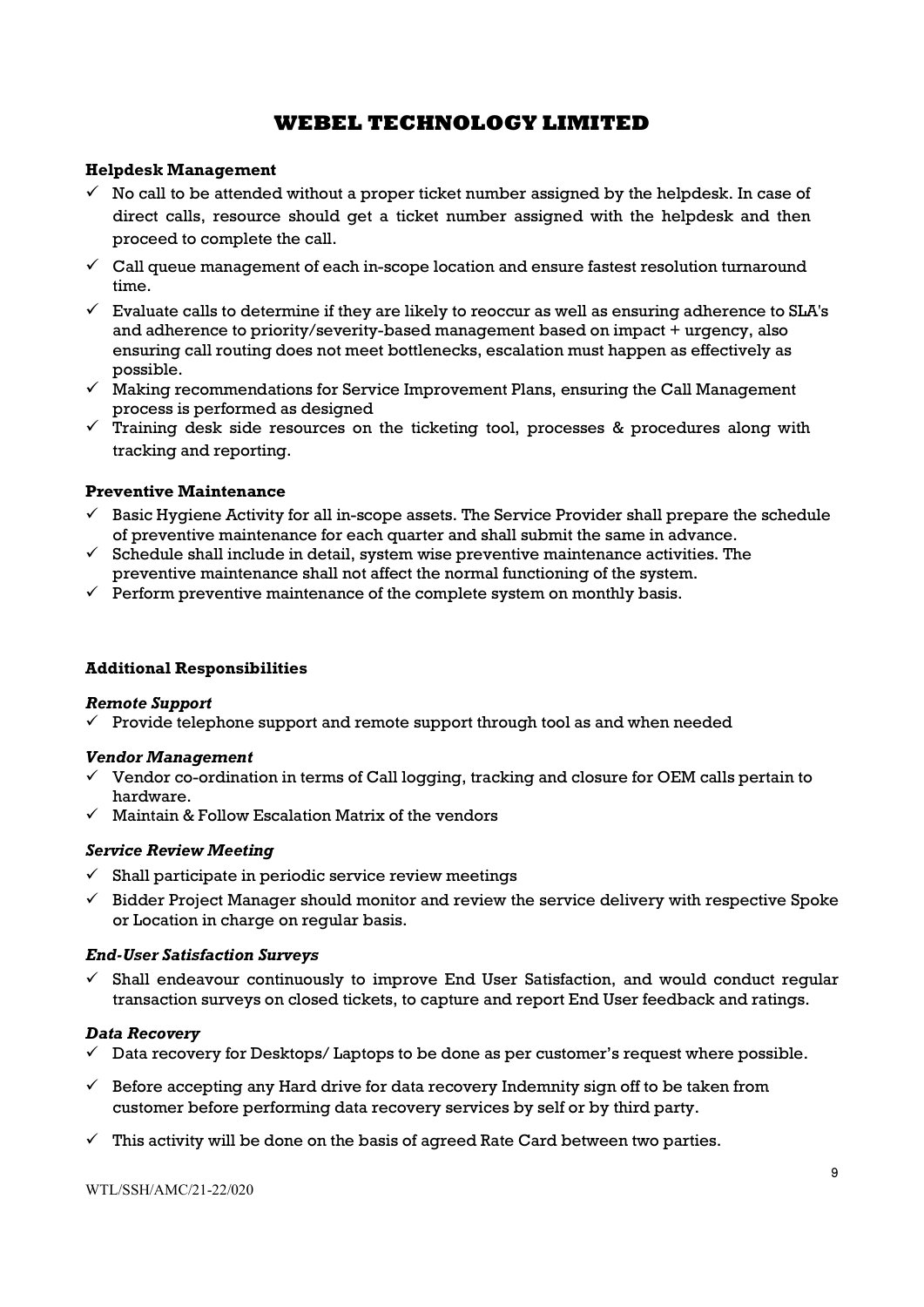# WEBEL TECHNOLOGY LIMITED

**Helpdesk Management**

- ✓ No call to be attended without a proper ticket number assigned by the helpdesk. In case of direct calls, resource should get a ticket number assigned with the helpdesk and then proceed to complete the call.
- ✓ Call queue management of each in-scope location and ensure fastest resolution turnaround time.
- ✓ Evaluate calls to determine if they are likely to reoccur as well as ensuring adherence to SLA's and adherence to priority/severity-based management based on impact + urgency, also ensuring call routing does not meet bottlenecks, escalation must happen as effectively as possible.
- ✓ Making recommendations for Service Improvement Plans, ensuring the Call Management process is performed as designed
- ✓ Training desk side resources on the ticketing tool, processes & procedures along with tracking and reporting.

**Preventive Maintenance**

- ✓ Basic Hygiene Activity for all in-scope assets. The Service Provider shall prepare the schedule of preventive maintenance for each quarter and shall submit the same in advance.
- ✓ Schedule shall include in detail, system wise preventive maintenance activities. The preventive maintenance shall not affect the normal functioning of the system.
- ✓ Perform preventive maintenance of the complete system on monthly basis.

**Additional Responsibilities**

***Remote Support***

- ✓ Provide telephone support and remote support through tool as and when needed

***Vendor Management***

- ✓ Vendor co-ordination in terms of Call logging, tracking and closure for OEM calls pertain to hardware.
- ✓ Maintain & Follow Escalation Matrix of the vendors

***Service Review Meeting***

- ✓ Shall participate in periodic service review meetings
- ✓ Bidder Project Manager should monitor and review the service delivery with respective Spoke or Location in charge on regular basis.

***End-User Satisfaction Surveys***

- ✓ Shall endeavour continuously to improve End User Satisfaction, and would conduct regular transaction surveys on closed tickets, to capture and report End User feedback and ratings.

***Data Recovery***

- ✓ Data recovery for Desktops/ Laptops to be done as per customer's request where possible.
- ✓ Before accepting any Hard drive for data recovery Indemnity sign off to be taken from customer before performing data recovery services by self or by third party.
- ✓ This activity will be done on the basis of agreed Rate Card between two parties.

WTL/SSH/AMC/21-22/020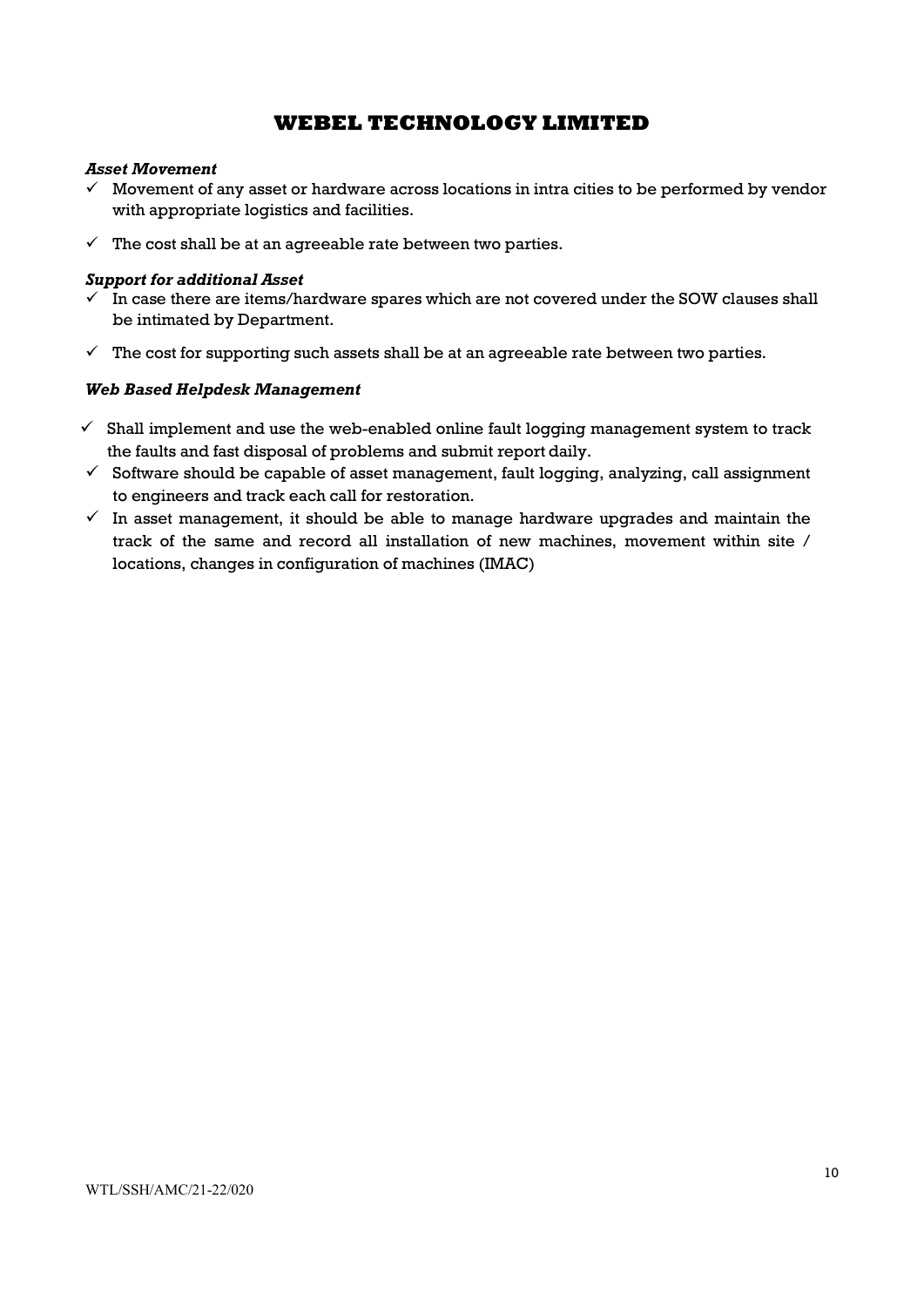***Asset Movement***

- ✓ Movement of any asset or hardware across locations in intra cities to be performed by vendor with appropriate logistics and facilities.
- ✓ The cost shall be at an agreeable rate between two parties.

***Support for additional Asset***

- ✓ In case there are items/hardware spares which are not covered under the SOW clauses shall be intimated by Department.
- ✓ The cost for supporting such assets shall be at an agreeable rate between two parties.

***Web Based Helpdesk Management***

- ✓ Shall implement and use the web-enabled online fault logging management system to track the faults and fast disposal of problems and submit report daily.
- ✓ Software should be capable of asset management, fault logging, analyzing, call assignment to engineers and track each call for restoration.
- ✓ In asset management, it should be able to manage hardware upgrades and maintain the track of the same and record all installation of new machines, movement within site / locations, changes in configuration of machines (IMAC)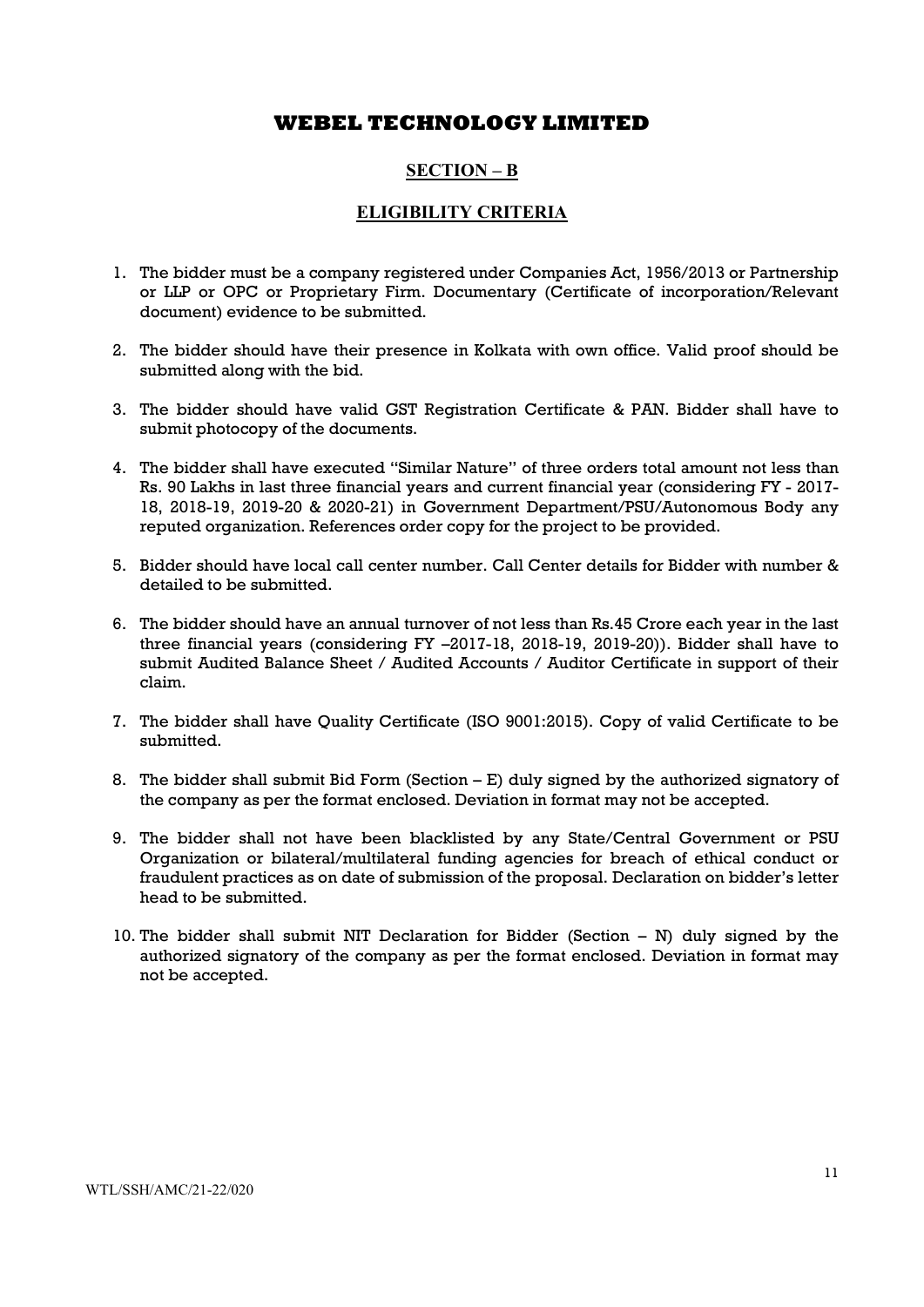# WEBEL TECHNOLOGY LIMITED

## SECTION – B

## ELIGIBILITY CRITERIA

1. The bidder must be a company registered under Companies Act, 1956/2013 or Partnership or LLP or OPC or Proprietary Firm. Documentary (Certificate of incorporation/Relevant document) evidence to be submitted.

2. The bidder should have their presence in Kolkata with own office. Valid proof should be submitted along with the bid.

3. The bidder should have valid GST Registration Certificate & PAN. Bidder shall have to submit photocopy of the documents.

4. The bidder shall have executed "Similar Nature" of three orders total amount not less than Rs. 90 Lakhs in last three financial years and current financial year (considering FY - 2017-18, 2018-19, 2019-20 & 2020-21) in Government Department/PSU/Autonomous Body any reputed organization. References order copy for the project to be provided.

5. Bidder should have local call center number. Call Center details for Bidder with number & detailed to be submitted.

6. The bidder should have an annual turnover of not less than Rs.45 Crore each year in the last three financial years (considering FY –2017-18, 2018-19, 2019-20)). Bidder shall have to submit Audited Balance Sheet / Audited Accounts / Auditor Certificate in support of their claim.

7. The bidder shall have Quality Certificate (ISO 9001:2015). Copy of valid Certificate to be submitted.

8. The bidder shall submit Bid Form (Section – E) duly signed by the authorized signatory of the company as per the format enclosed. Deviation in format may not be accepted.

9. The bidder shall not have been blacklisted by any State/Central Government or PSU Organization or bilateral/multilateral funding agencies for breach of ethical conduct or fraudulent practices as on date of submission of the proposal. Declaration on bidder's letter head to be submitted.

10. The bidder shall submit NIT Declaration for Bidder (Section – N) duly signed by the authorized signatory of the company as per the format enclosed. Deviation in format may not be accepted.

WTL/SSH/AMC/21-22/020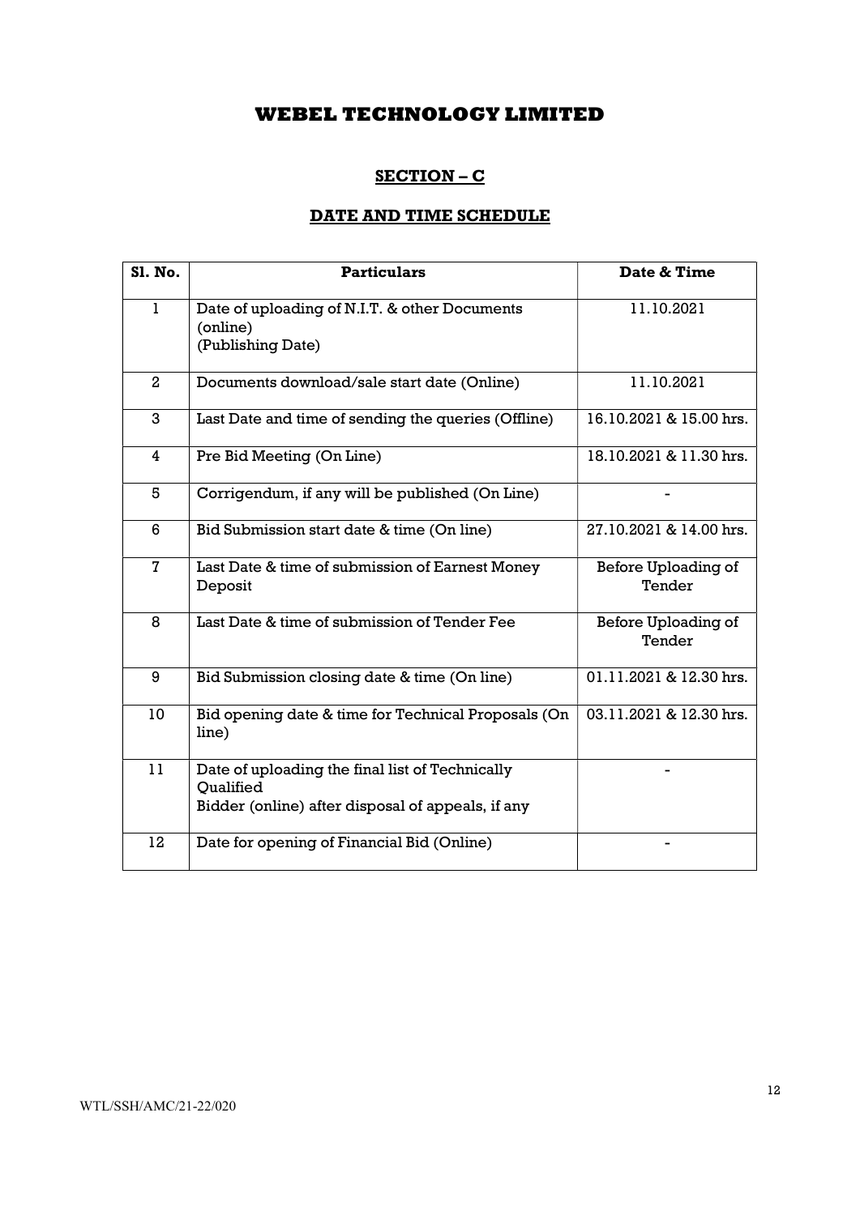# WEBEL TECHNOLOGY LIMITED

## SECTION – C

## DATE AND TIME SCHEDULE

| Sl. No. | Particulars | Date & Time |
|---|---|---|
| 1 | Date of uploading of N.I.T. & other Documents (online) (Publishing Date) | 11.10.2021 |
| 2 | Documents download/sale start date (Online) | 11.10.2021 |
| 3 | Last Date and time of sending the queries (Offline) | 16.10.2021 & 15.00 hrs. |
| 4 | Pre Bid Meeting (On Line) | 18.10.2021 & 11.30 hrs. |
| 5 | Corrigendum, if any will be published (On Line) | - |
| 6 | Bid Submission start date & time (On line) | 27.10.2021 & 14.00 hrs. |
| 7 | Last Date & time of submission of Earnest Money Deposit | Before Uploading of Tender |
| 8 | Last Date & time of submission of Tender Fee | Before Uploading of Tender |
| 9 | Bid Submission closing date & time (On line) | 01.11.2021 & 12.30 hrs. |
| 10 | Bid opening date & time for Technical Proposals (On line) | 03.11.2021 & 12.30 hrs. |
| 11 | Date of uploading the final list of Technically Qualified Bidder (online) after disposal of appeals, if any | - |
| 12 | Date for opening of Financial Bid (Online) | - |

WTL/SSH/AMC/21-22/020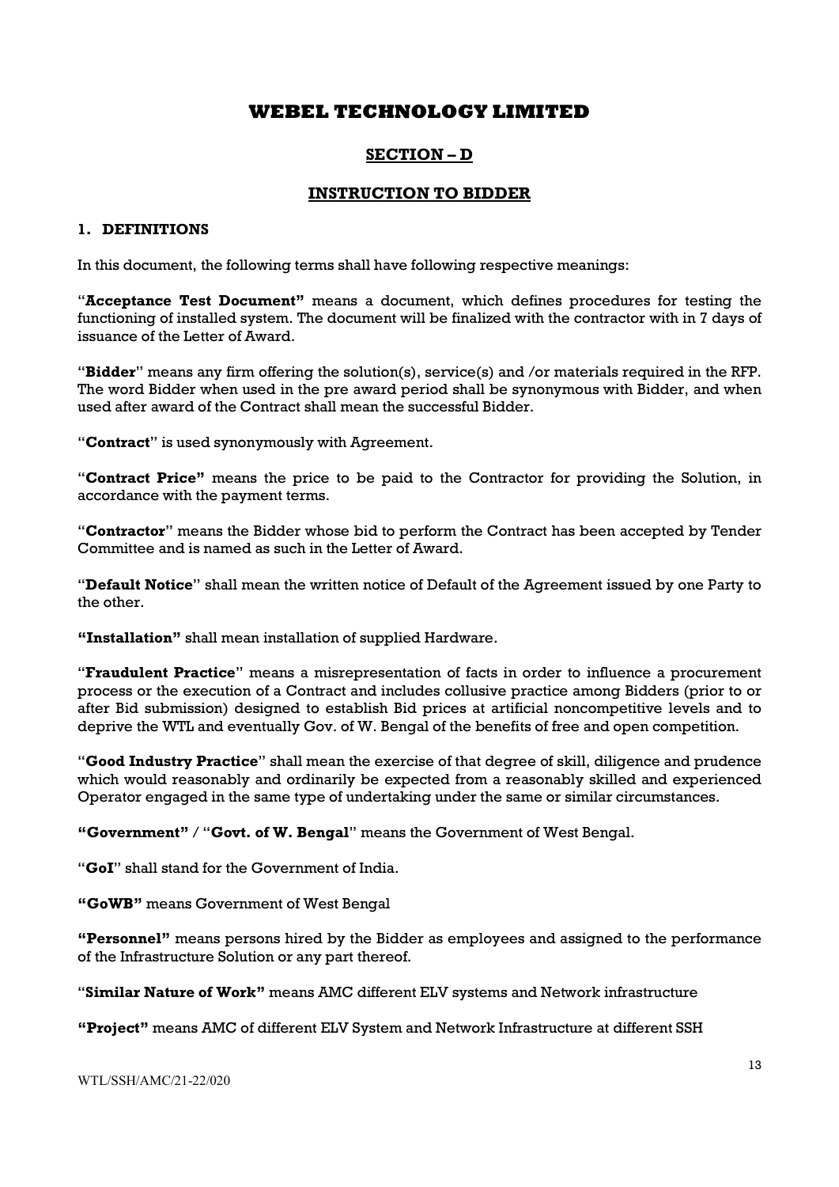# WEBEL TECHNOLOGY LIMITED

## SECTION – D

## INSTRUCTION TO BIDDER

### 1. DEFINITIONS

In this document, the following terms shall have following respective meanings:

"**Acceptance Test Document"** means a document, which defines procedures for testing the functioning of installed system. The document will be finalized with the contractor with in 7 days of issuance of the Letter of Award.

"**Bidder**" means any firm offering the solution(s), service(s) and /or materials required in the RFP. The word Bidder when used in the pre award period shall be synonymous with Bidder, and when used after award of the Contract shall mean the successful Bidder.

"**Contract**" is used synonymously with Agreement.

"**Contract Price"** means the price to be paid to the Contractor for providing the Solution, in accordance with the payment terms.

"**Contractor**" means the Bidder whose bid to perform the Contract has been accepted by Tender Committee and is named as such in the Letter of Award.

"**Default Notice**" shall mean the written notice of Default of the Agreement issued by one Party to the other.

**"Installation"** shall mean installation of supplied Hardware.

"**Fraudulent Practice**" means a misrepresentation of facts in order to influence a procurement process or the execution of a Contract and includes collusive practice among Bidders (prior to or after Bid submission) designed to establish Bid prices at artificial noncompetitive levels and to deprive the WTL and eventually Gov. of W. Bengal of the benefits of free and open competition.

"**Good Industry Practice**" shall mean the exercise of that degree of skill, diligence and prudence which would reasonably and ordinarily be expected from a reasonably skilled and experienced Operator engaged in the same type of undertaking under the same or similar circumstances.

**"Government"** / "**Govt. of W. Bengal**" means the Government of West Bengal.

"**GoI**" shall stand for the Government of India.

**"GoWB"** means Government of West Bengal

**"Personnel"** means persons hired by the Bidder as employees and assigned to the performance of the Infrastructure Solution or any part thereof.

"**Similar Nature of Work"** means AMC different ELV systems and Network infrastructure

**"Project"** means AMC of different ELV System and Network Infrastructure at different SSH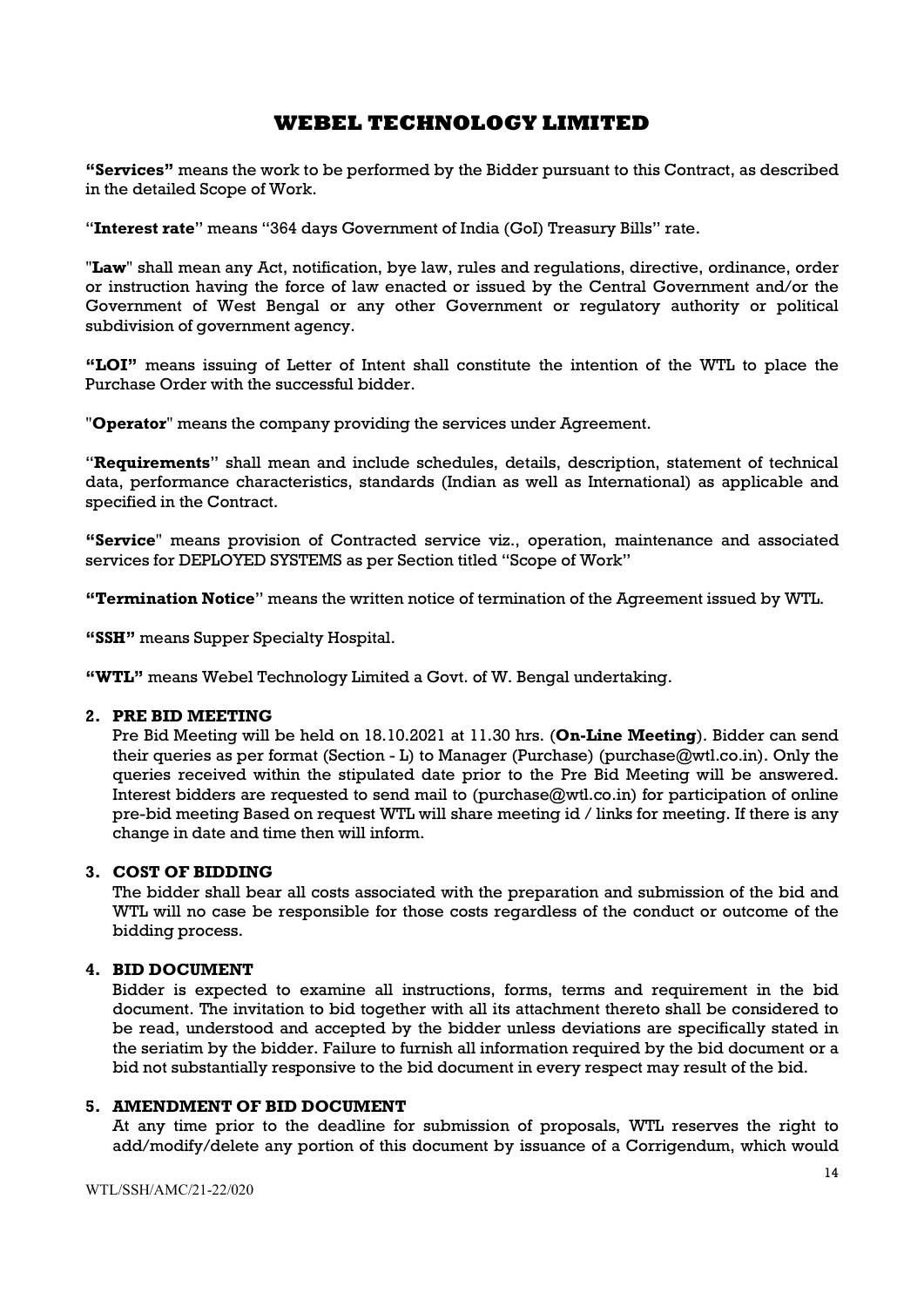**"Services"** means the work to be performed by the Bidder pursuant to this Contract, as described in the detailed Scope of Work.

"**Interest rate**" means "364 days Government of India (GoI) Treasury Bills" rate.

"**Law**" shall mean any Act, notification, bye law, rules and regulations, directive, ordinance, order or instruction having the force of law enacted or issued by the Central Government and/or the Government of West Bengal or any other Government or regulatory authority or political subdivision of government agency.

**"LOI"** means issuing of Letter of Intent shall constitute the intention of the WTL to place the Purchase Order with the successful bidder.

"**Operator**" means the company providing the services under Agreement.

"**Requirements**" shall mean and include schedules, details, description, statement of technical data, performance characteristics, standards (Indian as well as International) as applicable and specified in the Contract.

**"Service**" means provision of Contracted service viz., operation, maintenance and associated services for DEPLOYED SYSTEMS as per Section titled "Scope of Work"

**"Termination Notice**" means the written notice of termination of the Agreement issued by WTL.

**"SSH"** means Supper Specialty Hospital.

**"WTL"** means Webel Technology Limited a Govt. of W. Bengal undertaking.

**2. PRE BID MEETING**

Pre Bid Meeting will be held on 18.10.2021 at 11.30 hrs. (**On-Line Meeting**). Bidder can send their queries as per format (Section - L) to Manager (Purchase) (purchase@wtl.co.in). Only the queries received within the stipulated date prior to the Pre Bid Meeting will be answered. Interest bidders are requested to send mail to (purchase@wtl.co.in) for participation of online pre-bid meeting Based on request WTL will share meeting id / links for meeting. If there is any change in date and time then will inform.

**3. COST OF BIDDING**

The bidder shall bear all costs associated with the preparation and submission of the bid and WTL will no case be responsible for those costs regardless of the conduct or outcome of the bidding process.

**4. BID DOCUMENT**

Bidder is expected to examine all instructions, forms, terms and requirement in the bid document. The invitation to bid together with all its attachment thereto shall be considered to be read, understood and accepted by the bidder unless deviations are specifically stated in the seriatim by the bidder. Failure to furnish all information required by the bid document or a bid not substantially responsive to the bid document in every respect may result of the bid.

**5. AMENDMENT OF BID DOCUMENT**

At any time prior to the deadline for submission of proposals, WTL reserves the right to add/modify/delete any portion of this document by issuance of a Corrigendum, which would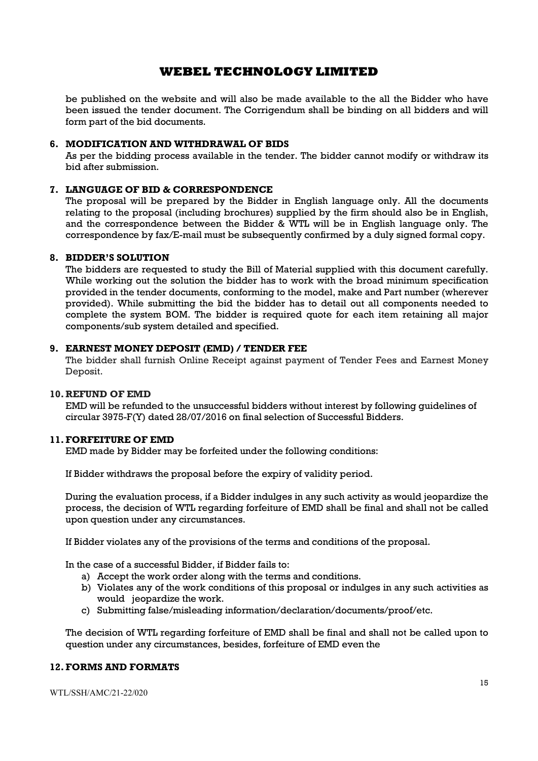be published on the website and will also be made available to the all the Bidder who have been issued the tender document. The Corrigendum shall be binding on all bidders and will form part of the bid documents.

## 6. MODIFICATION AND WITHDRAWAL OF BIDS

As per the bidding process available in the tender. The bidder cannot modify or withdraw its bid after submission.

## 7. LANGUAGE OF BID & CORRESPONDENCE

The proposal will be prepared by the Bidder in English language only. All the documents relating to the proposal (including brochures) supplied by the firm should also be in English, and the correspondence between the Bidder & WTL will be in English language only. The correspondence by fax/E-mail must be subsequently confirmed by a duly signed formal copy.

## 8. BIDDER'S SOLUTION

The bidders are requested to study the Bill of Material supplied with this document carefully. While working out the solution the bidder has to work with the broad minimum specification provided in the tender documents, conforming to the model, make and Part number (wherever provided). While submitting the bid the bidder has to detail out all components needed to complete the system BOM. The bidder is required quote for each item retaining all major components/sub system detailed and specified.

## 9. EARNEST MONEY DEPOSIT (EMD) / TENDER FEE

The bidder shall furnish Online Receipt against payment of Tender Fees and Earnest Money Deposit.

## 10. REFUND OF EMD

EMD will be refunded to the unsuccessful bidders without interest by following guidelines of circular 3975-F(Y) dated 28/07/2016 on final selection of Successful Bidders.

## 11. FORFEITURE OF EMD

EMD made by Bidder may be forfeited under the following conditions:

If Bidder withdraws the proposal before the expiry of validity period.

During the evaluation process, if a Bidder indulges in any such activity as would jeopardize the process, the decision of WTL regarding forfeiture of EMD shall be final and shall not be called upon question under any circumstances.

If Bidder violates any of the provisions of the terms and conditions of the proposal.

In the case of a successful Bidder, if Bidder fails to:

a) Accept the work order along with the terms and conditions.
b) Violates any of the work conditions of this proposal or indulges in any such activities as would jeopardize the work.
c) Submitting false/misleading information/declaration/documents/proof/etc.

The decision of WTL regarding forfeiture of EMD shall be final and shall not be called upon to question under any circumstances, besides, forfeiture of EMD even the

## 12. FORMS AND FORMATS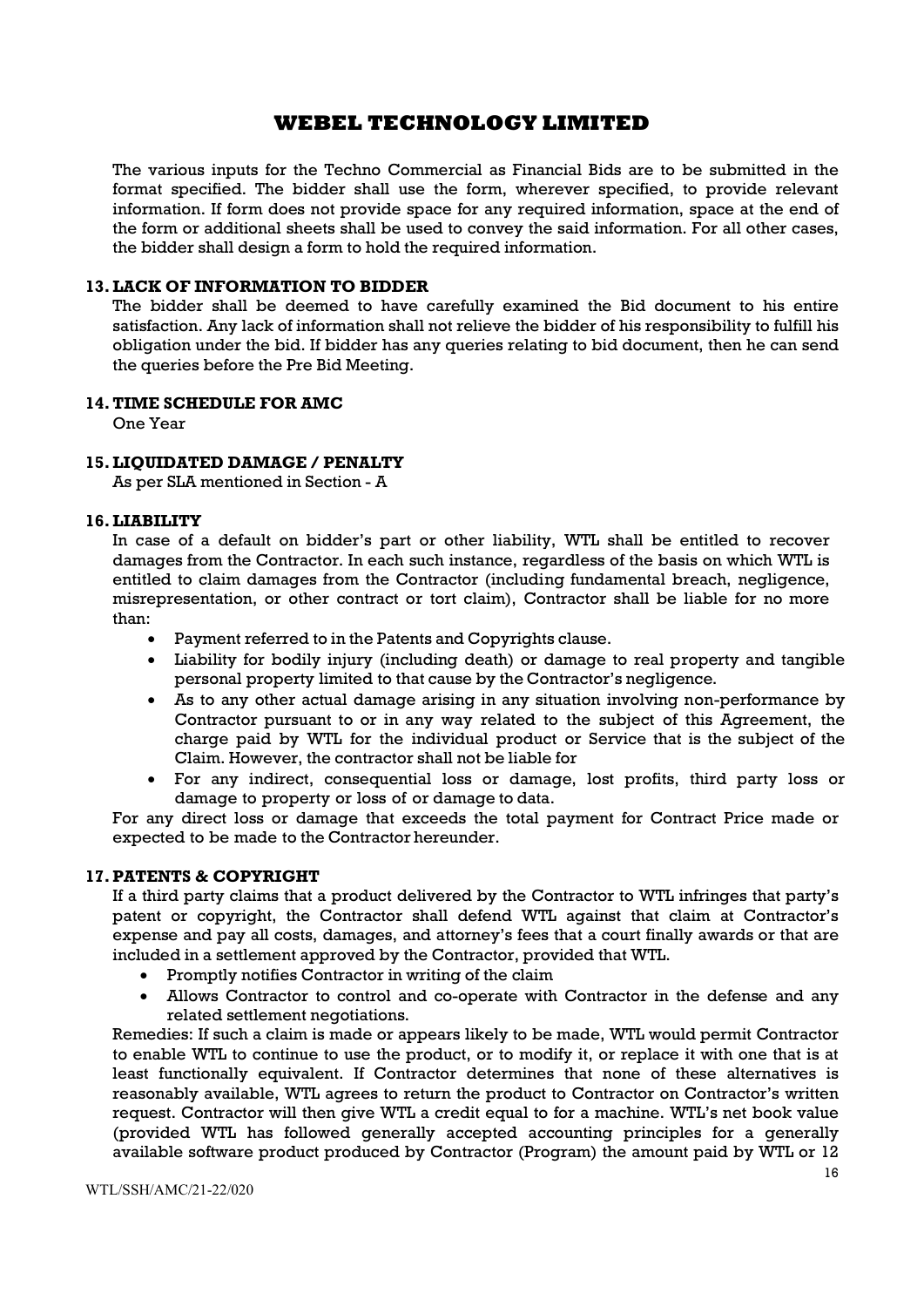The various inputs for the Techno Commercial as Financial Bids are to be submitted in the format specified. The bidder shall use the form, wherever specified, to provide relevant information. If form does not provide space for any required information, space at the end of the form or additional sheets shall be used to convey the said information. For all other cases, the bidder shall design a form to hold the required information.

## 13. LACK OF INFORMATION TO BIDDER

The bidder shall be deemed to have carefully examined the Bid document to his entire satisfaction. Any lack of information shall not relieve the bidder of his responsibility to fulfill his obligation under the bid. If bidder has any queries relating to bid document, then he can send the queries before the Pre Bid Meeting.

## 14. TIME SCHEDULE FOR AMC

One Year

## 15. LIQUIDATED DAMAGE / PENALTY

As per SLA mentioned in Section - A

## 16. LIABILITY

In case of a default on bidder's part or other liability, WTL shall be entitled to recover damages from the Contractor. In each such instance, regardless of the basis on which WTL is entitled to claim damages from the Contractor (including fundamental breach, negligence, misrepresentation, or other contract or tort claim), Contractor shall be liable for no more than:

- Payment referred to in the Patents and Copyrights clause.
- Liability for bodily injury (including death) or damage to real property and tangible personal property limited to that cause by the Contractor's negligence.
- As to any other actual damage arising in any situation involving non-performance by Contractor pursuant to or in any way related to the subject of this Agreement, the charge paid by WTL for the individual product or Service that is the subject of the Claim. However, the contractor shall not be liable for
- For any indirect, consequential loss or damage, lost profits, third party loss or damage to property or loss of or damage to data.

For any direct loss or damage that exceeds the total payment for Contract Price made or expected to be made to the Contractor hereunder.

## 17. PATENTS & COPYRIGHT

If a third party claims that a product delivered by the Contractor to WTL infringes that party's patent or copyright, the Contractor shall defend WTL against that claim at Contractor's expense and pay all costs, damages, and attorney's fees that a court finally awards or that are included in a settlement approved by the Contractor, provided that WTL.

- Promptly notifies Contractor in writing of the claim
- Allows Contractor to control and co-operate with Contractor in the defense and any related settlement negotiations.

Remedies: If such a claim is made or appears likely to be made, WTL would permit Contractor to enable WTL to continue to use the product, or to modify it, or replace it with one that is at least functionally equivalent. If Contractor determines that none of these alternatives is reasonably available, WTL agrees to return the product to Contractor on Contractor's written request. Contractor will then give WTL a credit equal to for a machine. WTL's net book value (provided WTL has followed generally accepted accounting principles for a generally available software product produced by Contractor (Program) the amount paid by WTL or 12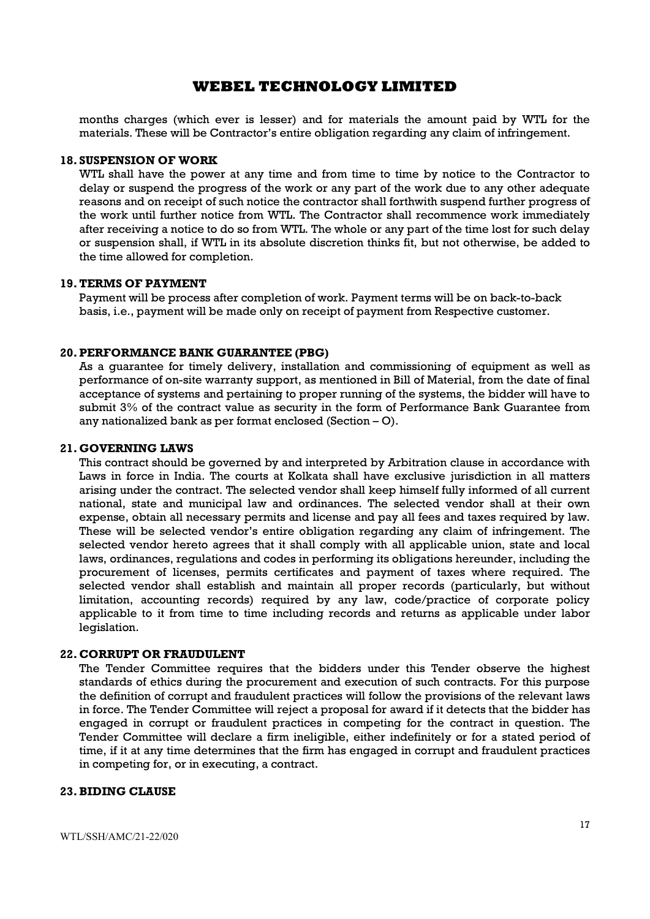months charges (which ever is lesser) and for materials the amount paid by WTL for the materials. These will be Contractor's entire obligation regarding any claim of infringement.

### 18. SUSPENSION OF WORK

WTL shall have the power at any time and from time to time by notice to the Contractor to delay or suspend the progress of the work or any part of the work due to any other adequate reasons and on receipt of such notice the contractor shall forthwith suspend further progress of the work until further notice from WTL. The Contractor shall recommence work immediately after receiving a notice to do so from WTL. The whole or any part of the time lost for such delay or suspension shall, if WTL in its absolute discretion thinks fit, but not otherwise, be added to the time allowed for completion.

### 19. TERMS OF PAYMENT

Payment will be process after completion of work. Payment terms will be on back-to-back basis, i.e., payment will be made only on receipt of payment from Respective customer.

### 20. PERFORMANCE BANK GUARANTEE (PBG)

As a guarantee for timely delivery, installation and commissioning of equipment as well as performance of on-site warranty support, as mentioned in Bill of Material, from the date of final acceptance of systems and pertaining to proper running of the systems, the bidder will have to submit 3% of the contract value as security in the form of Performance Bank Guarantee from any nationalized bank as per format enclosed (Section – O).

### 21. GOVERNING LAWS

This contract should be governed by and interpreted by Arbitration clause in accordance with Laws in force in India. The courts at Kolkata shall have exclusive jurisdiction in all matters arising under the contract. The selected vendor shall keep himself fully informed of all current national, state and municipal law and ordinances. The selected vendor shall at their own expense, obtain all necessary permits and license and pay all fees and taxes required by law. These will be selected vendor's entire obligation regarding any claim of infringement. The selected vendor hereto agrees that it shall comply with all applicable union, state and local laws, ordinances, regulations and codes in performing its obligations hereunder, including the procurement of licenses, permits certificates and payment of taxes where required. The selected vendor shall establish and maintain all proper records (particularly, but without limitation, accounting records) required by any law, code/practice of corporate policy applicable to it from time to time including records and returns as applicable under labor legislation.

### 22. CORRUPT OR FRAUDULENT

The Tender Committee requires that the bidders under this Tender observe the highest standards of ethics during the procurement and execution of such contracts. For this purpose the definition of corrupt and fraudulent practices will follow the provisions of the relevant laws in force. The Tender Committee will reject a proposal for award if it detects that the bidder has engaged in corrupt or fraudulent practices in competing for the contract in question. The Tender Committee will declare a firm ineligible, either indefinitely or for a stated period of time, if it at any time determines that the firm has engaged in corrupt and fraudulent practices in competing for, or in executing, a contract.

### 23. BIDING CLAUSE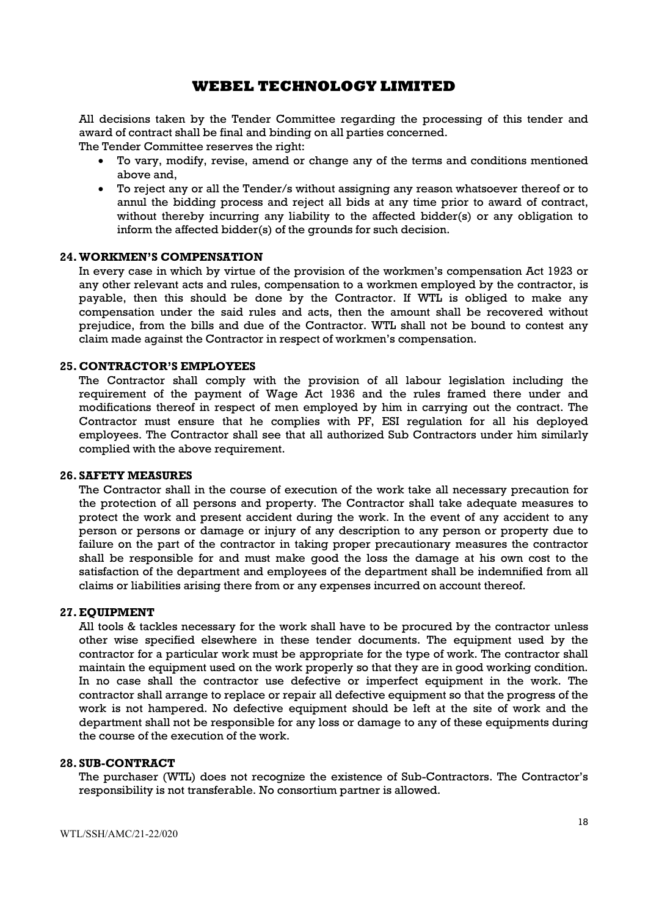All decisions taken by the Tender Committee regarding the processing of this tender and award of contract shall be final and binding on all parties concerned.

The Tender Committee reserves the right:

- To vary, modify, revise, amend or change any of the terms and conditions mentioned above and,
- To reject any or all the Tender/s without assigning any reason whatsoever thereof or to annul the bidding process and reject all bids at any time prior to award of contract, without thereby incurring any liability to the affected bidder(s) or any obligation to inform the affected bidder(s) of the grounds for such decision.

## 24. WORKMEN'S COMPENSATION

In every case in which by virtue of the provision of the workmen's compensation Act 1923 or any other relevant acts and rules, compensation to a workmen employed by the contractor, is payable, then this should be done by the Contractor. If WTL is obliged to make any compensation under the said rules and acts, then the amount shall be recovered without prejudice, from the bills and due of the Contractor. WTL shall not be bound to contest any claim made against the Contractor in respect of workmen's compensation.

## 25. CONTRACTOR'S EMPLOYEES

The Contractor shall comply with the provision of all labour legislation including the requirement of the payment of Wage Act 1936 and the rules framed there under and modifications thereof in respect of men employed by him in carrying out the contract. The Contractor must ensure that he complies with PF, ESI regulation for all his deployed employees. The Contractor shall see that all authorized Sub Contractors under him similarly complied with the above requirement.

## 26. SAFETY MEASURES

The Contractor shall in the course of execution of the work take all necessary precaution for the protection of all persons and property. The Contractor shall take adequate measures to protect the work and present accident during the work. In the event of any accident to any person or persons or damage or injury of any description to any person or property due to failure on the part of the contractor in taking proper precautionary measures the contractor shall be responsible for and must make good the loss the damage at his own cost to the satisfaction of the department and employees of the department shall be indemnified from all claims or liabilities arising there from or any expenses incurred on account thereof.

## 27. EQUIPMENT

All tools & tackles necessary for the work shall have to be procured by the contractor unless other wise specified elsewhere in these tender documents. The equipment used by the contractor for a particular work must be appropriate for the type of work. The contractor shall maintain the equipment used on the work properly so that they are in good working condition. In no case shall the contractor use defective or imperfect equipment in the work. The contractor shall arrange to replace or repair all defective equipment so that the progress of the work is not hampered. No defective equipment should be left at the site of work and the department shall not be responsible for any loss or damage to any of these equipments during the course of the execution of the work.

## 28. SUB-CONTRACT

The purchaser (WTL) does not recognize the existence of Sub-Contractors. The Contractor's responsibility is not transferable. No consortium partner is allowed.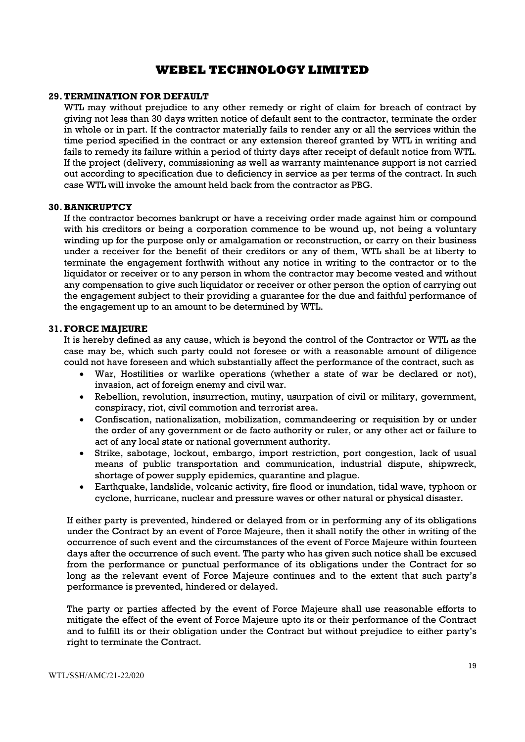## 29. TERMINATION FOR DEFAULT

WTL may without prejudice to any other remedy or right of claim for breach of contract by giving not less than 30 days written notice of default sent to the contractor, terminate the order in whole or in part. If the contractor materially fails to render any or all the services within the time period specified in the contract or any extension thereof granted by WTL in writing and fails to remedy its failure within a period of thirty days after receipt of default notice from WTL. If the project (delivery, commissioning as well as warranty maintenance support is not carried out according to specification due to deficiency in service as per terms of the contract. In such case WTL will invoke the amount held back from the contractor as PBG.

## 30. BANKRUPTCY

If the contractor becomes bankrupt or have a receiving order made against him or compound with his creditors or being a corporation commence to be wound up, not being a voluntary winding up for the purpose only or amalgamation or reconstruction, or carry on their business under a receiver for the benefit of their creditors or any of them, WTL shall be at liberty to terminate the engagement forthwith without any notice in writing to the contractor or to the liquidator or receiver or to any person in whom the contractor may become vested and without any compensation to give such liquidator or receiver or other person the option of carrying out the engagement subject to their providing a guarantee for the due and faithful performance of the engagement up to an amount to be determined by WTL.

## 31. FORCE MAJEURE

It is hereby defined as any cause, which is beyond the control of the Contractor or WTL as the case may be, which such party could not foresee or with a reasonable amount of diligence could not have foreseen and which substantially affect the performance of the contract, such as

- War, Hostilities or warlike operations (whether a state of war be declared or not), invasion, act of foreign enemy and civil war.
- Rebellion, revolution, insurrection, mutiny, usurpation of civil or military, government, conspiracy, riot, civil commotion and terrorist area.
- Confiscation, nationalization, mobilization, commandeering or requisition by or under the order of any government or de facto authority or ruler, or any other act or failure to act of any local state or national government authority.
- Strike, sabotage, lockout, embargo, import restriction, port congestion, lack of usual means of public transportation and communication, industrial dispute, shipwreck, shortage of power supply epidemics, quarantine and plague.
- Earthquake, landslide, volcanic activity, fire flood or inundation, tidal wave, typhoon or cyclone, hurricane, nuclear and pressure waves or other natural or physical disaster.

If either party is prevented, hindered or delayed from or in performing any of its obligations under the Contract by an event of Force Majeure, then it shall notify the other in writing of the occurrence of such event and the circumstances of the event of Force Majeure within fourteen days after the occurrence of such event. The party who has given such notice shall be excused from the performance or punctual performance of its obligations under the Contract for so long as the relevant event of Force Majeure continues and to the extent that such party's performance is prevented, hindered or delayed.

The party or parties affected by the event of Force Majeure shall use reasonable efforts to mitigate the effect of the event of Force Majeure upto its or their performance of the Contract and to fulfill its or their obligation under the Contract but without prejudice to either party's right to terminate the Contract.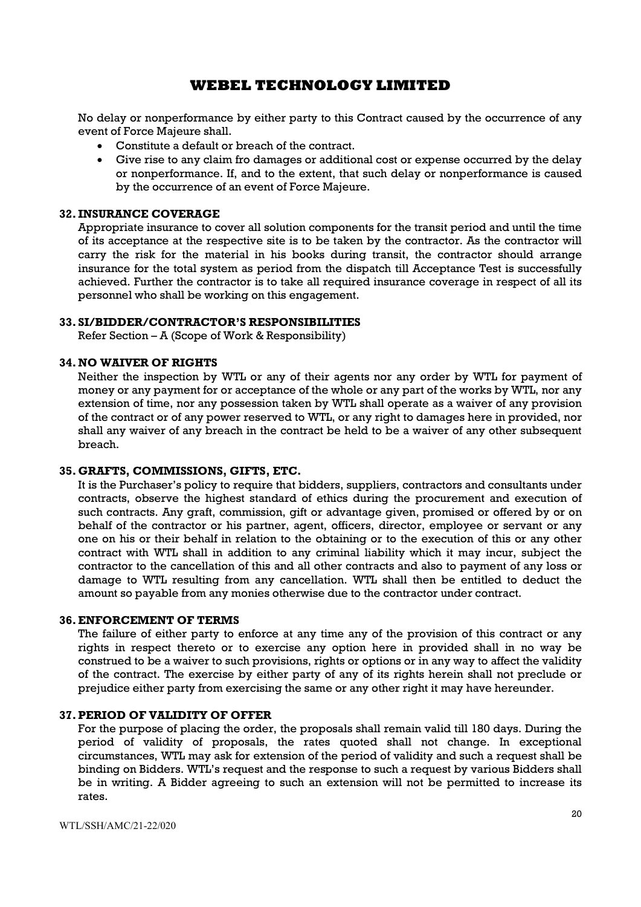No delay or nonperformance by either party to this Contract caused by the occurrence of any event of Force Majeure shall.

- Constitute a default or breach of the contract.
- Give rise to any claim fro damages or additional cost or expense occurred by the delay or nonperformance. If, and to the extent, that such delay or nonperformance is caused by the occurrence of an event of Force Majeure.

## 32. INSURANCE COVERAGE

Appropriate insurance to cover all solution components for the transit period and until the time of its acceptance at the respective site is to be taken by the contractor. As the contractor will carry the risk for the material in his books during transit, the contractor should arrange insurance for the total system as period from the dispatch till Acceptance Test is successfully achieved. Further the contractor is to take all required insurance coverage in respect of all its personnel who shall be working on this engagement.

## 33. SI/BIDDER/CONTRACTOR'S RESPONSIBILITIES

Refer Section – A (Scope of Work & Responsibility)

## 34. NO WAIVER OF RIGHTS

Neither the inspection by WTL or any of their agents nor any order by WTL for payment of money or any payment for or acceptance of the whole or any part of the works by WTL, nor any extension of time, nor any possession taken by WTL shall operate as a waiver of any provision of the contract or of any power reserved to WTL, or any right to damages here in provided, nor shall any waiver of any breach in the contract be held to be a waiver of any other subsequent breach.

## 35. GRAFTS, COMMISSIONS, GIFTS, ETC.

It is the Purchaser's policy to require that bidders, suppliers, contractors and consultants under contracts, observe the highest standard of ethics during the procurement and execution of such contracts. Any graft, commission, gift or advantage given, promised or offered by or on behalf of the contractor or his partner, agent, officers, director, employee or servant or any one on his or their behalf in relation to the obtaining or to the execution of this or any other contract with WTL shall in addition to any criminal liability which it may incur, subject the contractor to the cancellation of this and all other contracts and also to payment of any loss or damage to WTL resulting from any cancellation. WTL shall then be entitled to deduct the amount so payable from any monies otherwise due to the contractor under contract.

## 36. ENFORCEMENT OF TERMS

The failure of either party to enforce at any time any of the provision of this contract or any rights in respect thereto or to exercise any option here in provided shall in no way be construed to be a waiver to such provisions, rights or options or in any way to affect the validity of the contract. The exercise by either party of any of its rights herein shall not preclude or prejudice either party from exercising the same or any other right it may have hereunder.

## 37. PERIOD OF VALIDITY OF OFFER

For the purpose of placing the order, the proposals shall remain valid till 180 days. During the period of validity of proposals, the rates quoted shall not change. In exceptional circumstances, WTL may ask for extension of the period of validity and such a request shall be binding on Bidders. WTL's request and the response to such a request by various Bidders shall be in writing. A Bidder agreeing to such an extension will not be permitted to increase its rates.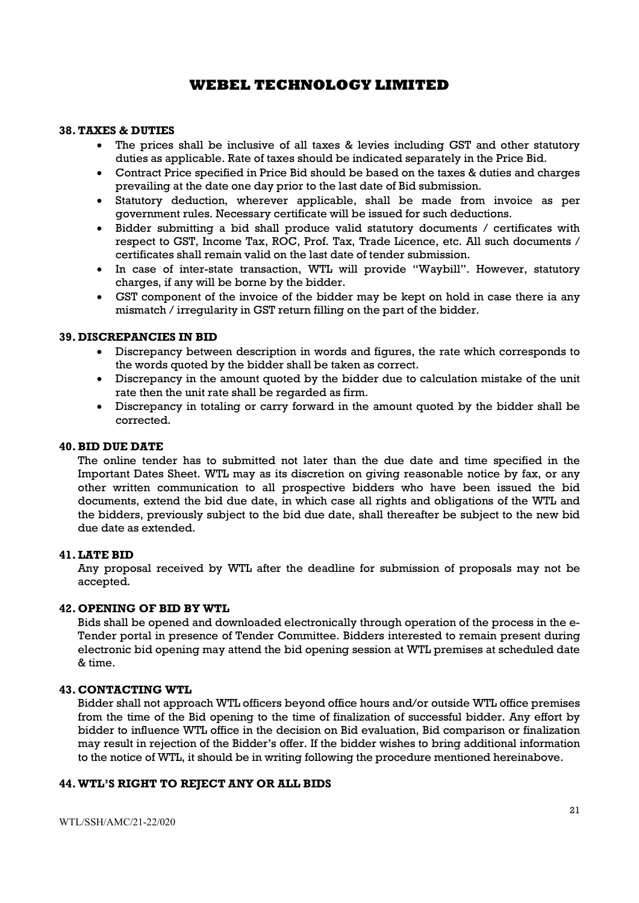### 38. TAXES & DUTIES

- The prices shall be inclusive of all taxes & levies including GST and other statutory duties as applicable. Rate of taxes should be indicated separately in the Price Bid.
- Contract Price specified in Price Bid should be based on the taxes & duties and charges prevailing at the date one day prior to the last date of Bid submission.
- Statutory deduction, wherever applicable, shall be made from invoice as per government rules. Necessary certificate will be issued for such deductions.
- Bidder submitting a bid shall produce valid statutory documents / certificates with respect to GST, Income Tax, ROC, Prof. Tax, Trade Licence, etc. All such documents / certificates shall remain valid on the last date of tender submission.
- In case of inter-state transaction, WTL will provide "Waybill". However, statutory charges, if any will be borne by the bidder.
- GST component of the invoice of the bidder may be kept on hold in case there ia any mismatch / irregularity in GST return filling on the part of the bidder.

### 39. DISCREPANCIES IN BID

- Discrepancy between description in words and figures, the rate which corresponds to the words quoted by the bidder shall be taken as correct.
- Discrepancy in the amount quoted by the bidder due to calculation mistake of the unit rate then the unit rate shall be regarded as firm.
- Discrepancy in totaling or carry forward in the amount quoted by the bidder shall be corrected.

### 40. BID DUE DATE

The online tender has to submitted not later than the due date and time specified in the Important Dates Sheet. WTL may as its discretion on giving reasonable notice by fax, or any other written communication to all prospective bidders who have been issued the bid documents, extend the bid due date, in which case all rights and obligations of the WTL and the bidders, previously subject to the bid due date, shall thereafter be subject to the new bid due date as extended.

### 41. LATE BID

Any proposal received by WTL after the deadline for submission of proposals may not be accepted.

### 42. OPENING OF BID BY WTL

Bids shall be opened and downloaded electronically through operation of the process in the e-Tender portal in presence of Tender Committee. Bidders interested to remain present during electronic bid opening may attend the bid opening session at WTL premises at scheduled date & time.

### 43. CONTACTING WTL

Bidder shall not approach WTL officers beyond office hours and/or outside WTL office premises from the time of the Bid opening to the time of finalization of successful bidder. Any effort by bidder to influence WTL office in the decision on Bid evaluation, Bid comparison or finalization may result in rejection of the Bidder's offer. If the bidder wishes to bring additional information to the notice of WTL, it should be in writing following the procedure mentioned hereinabove.

### 44. WTL'S RIGHT TO REJECT ANY OR ALL BIDS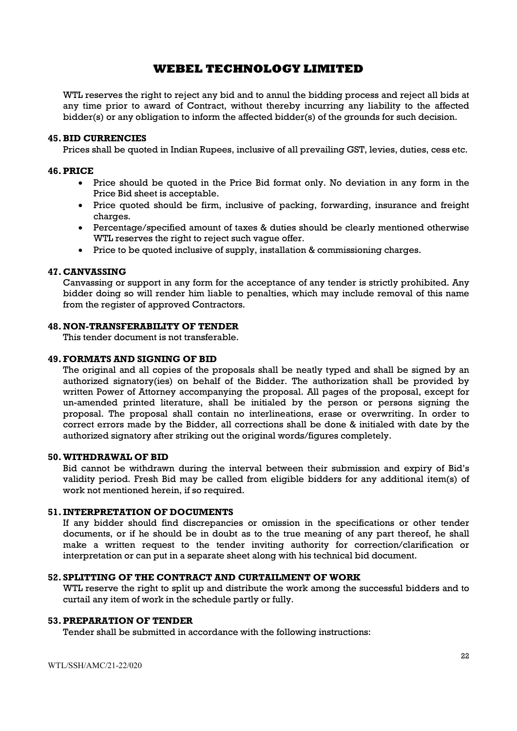WTL reserves the right to reject any bid and to annul the bidding process and reject all bids at any time prior to award of Contract, without thereby incurring any liability to the affected bidder(s) or any obligation to inform the affected bidder(s) of the grounds for such decision.

### 45. BID CURRENCIES

Prices shall be quoted in Indian Rupees, inclusive of all prevailing GST, levies, duties, cess etc.

### 46. PRICE

- Price should be quoted in the Price Bid format only. No deviation in any form in the Price Bid sheet is acceptable.
- Price quoted should be firm, inclusive of packing, forwarding, insurance and freight charges.
- Percentage/specified amount of taxes & duties should be clearly mentioned otherwise WTL reserves the right to reject such vague offer.
- Price to be quoted inclusive of supply, installation & commissioning charges.

### 47. CANVASSING

Canvassing or support in any form for the acceptance of any tender is strictly prohibited. Any bidder doing so will render him liable to penalties, which may include removal of this name from the register of approved Contractors.

### 48. NON-TRANSFERABILITY OF TENDER

This tender document is not transferable.

### 49. FORMATS AND SIGNING OF BID

The original and all copies of the proposals shall be neatly typed and shall be signed by an authorized signatory(ies) on behalf of the Bidder. The authorization shall be provided by written Power of Attorney accompanying the proposal. All pages of the proposal, except for un-amended printed literature, shall be initialed by the person or persons signing the proposal. The proposal shall contain no interlineations, erase or overwriting. In order to correct errors made by the Bidder, all corrections shall be done & initialed with date by the authorized signatory after striking out the original words/figures completely.

### 50. WITHDRAWAL OF BID

Bid cannot be withdrawn during the interval between their submission and expiry of Bid's validity period. Fresh Bid may be called from eligible bidders for any additional item(s) of work not mentioned herein, if so required.

### 51. INTERPRETATION OF DOCUMENTS

If any bidder should find discrepancies or omission in the specifications or other tender documents, or if he should be in doubt as to the true meaning of any part thereof, he shall make a written request to the tender inviting authority for correction/clarification or interpretation or can put in a separate sheet along with his technical bid document.

### 52. SPLITTING OF THE CONTRACT AND CURTAILMENT OF WORK

WTL reserve the right to split up and distribute the work among the successful bidders and to curtail any item of work in the schedule partly or fully.

### 53. PREPARATION OF TENDER

Tender shall be submitted in accordance with the following instructions: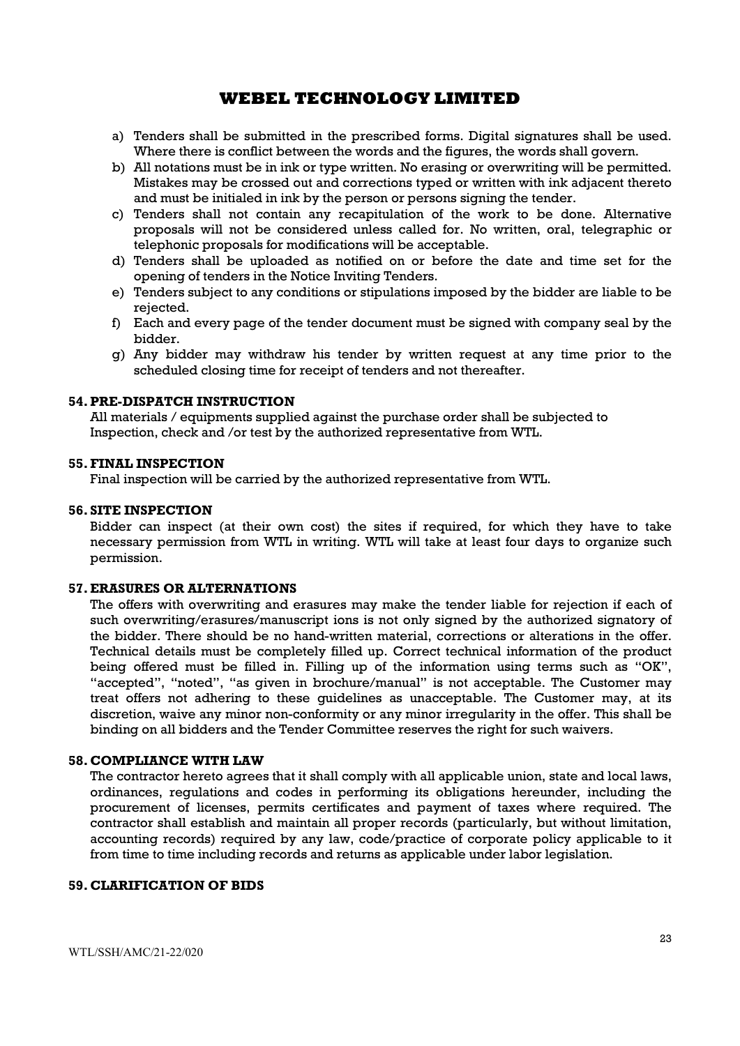a) Tenders shall be submitted in the prescribed forms. Digital signatures shall be used. Where there is conflict between the words and the figures, the words shall govern.
b) All notations must be in ink or type written. No erasing or overwriting will be permitted. Mistakes may be crossed out and corrections typed or written with ink adjacent thereto and must be initialed in ink by the person or persons signing the tender.
c) Tenders shall not contain any recapitulation of the work to be done. Alternative proposals will not be considered unless called for. No written, oral, telegraphic or telephonic proposals for modifications will be acceptable.
d) Tenders shall be uploaded as notified on or before the date and time set for the opening of tenders in the Notice Inviting Tenders.
e) Tenders subject to any conditions or stipulations imposed by the bidder are liable to be rejected.
f) Each and every page of the tender document must be signed with company seal by the bidder.
g) Any bidder may withdraw his tender by written request at any time prior to the scheduled closing time for receipt of tenders and not thereafter.

## 54. PRE-DISPATCH INSTRUCTION

All materials / equipments supplied against the purchase order shall be subjected to Inspection, check and /or test by the authorized representative from WTL.

## 55. FINAL INSPECTION

Final inspection will be carried by the authorized representative from WTL.

## 56. SITE INSPECTION

Bidder can inspect (at their own cost) the sites if required, for which they have to take necessary permission from WTL in writing. WTL will take at least four days to organize such permission.

## 57. ERASURES OR ALTERNATIONS

The offers with overwriting and erasures may make the tender liable for rejection if each of such overwriting/erasures/manuscript ions is not only signed by the authorized signatory of the bidder. There should be no hand-written material, corrections or alterations in the offer. Technical details must be completely filled up. Correct technical information of the product being offered must be filled in. Filling up of the information using terms such as "OK", "accepted", "noted", "as given in brochure/manual" is not acceptable. The Customer may treat offers not adhering to these guidelines as unacceptable. The Customer may, at its discretion, waive any minor non-conformity or any minor irregularity in the offer. This shall be binding on all bidders and the Tender Committee reserves the right for such waivers.

## 58. COMPLIANCE WITH LAW

The contractor hereto agrees that it shall comply with all applicable union, state and local laws, ordinances, regulations and codes in performing its obligations hereunder, including the procurement of licenses, permits certificates and payment of taxes where required. The contractor shall establish and maintain all proper records (particularly, but without limitation, accounting records) required by any law, code/practice of corporate policy applicable to it from time to time including records and returns as applicable under labor legislation.

## 59. CLARIFICATION OF BIDS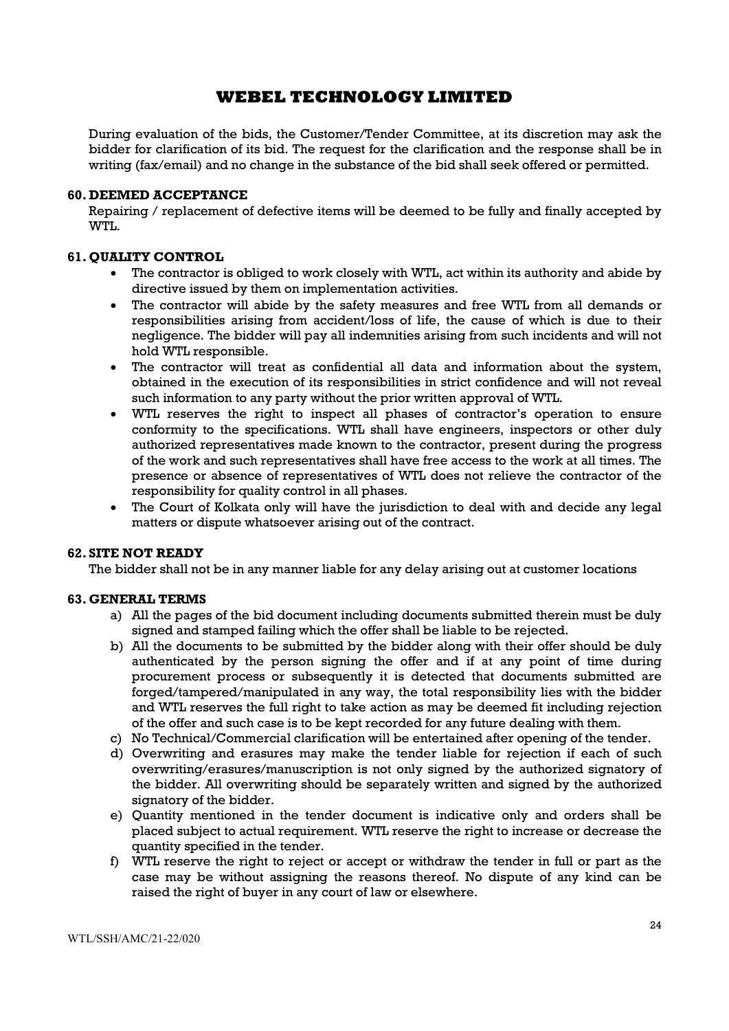During evaluation of the bids, the Customer/Tender Committee, at its discretion may ask the bidder for clarification of its bid. The request for the clarification and the response shall be in writing (fax/email) and no change in the substance of the bid shall seek offered or permitted.

## 60. DEEMED ACCEPTANCE

Repairing / replacement of defective items will be deemed to be fully and finally accepted by WTL.

## 61. QUALITY CONTROL

- The contractor is obliged to work closely with WTL, act within its authority and abide by directive issued by them on implementation activities.
- The contractor will abide by the safety measures and free WTL from all demands or responsibilities arising from accident/loss of life, the cause of which is due to their negligence. The bidder will pay all indemnities arising from such incidents and will not hold WTL responsible.
- The contractor will treat as confidential all data and information about the system, obtained in the execution of its responsibilities in strict confidence and will not reveal such information to any party without the prior written approval of WTL.
- WTL reserves the right to inspect all phases of contractor's operation to ensure conformity to the specifications. WTL shall have engineers, inspectors or other duly authorized representatives made known to the contractor, present during the progress of the work and such representatives shall have free access to the work at all times. The presence or absence of representatives of WTL does not relieve the contractor of the responsibility for quality control in all phases.
- The Court of Kolkata only will have the jurisdiction to deal with and decide any legal matters or dispute whatsoever arising out of the contract.

## 62. SITE NOT READY

The bidder shall not be in any manner liable for any delay arising out at customer locations

## 63. GENERAL TERMS

a) All the pages of the bid document including documents submitted therein must be duly signed and stamped failing which the offer shall be liable to be rejected.

b) All the documents to be submitted by the bidder along with their offer should be duly authenticated by the person signing the offer and if at any point of time during procurement process or subsequently it is detected that documents submitted are forged/tampered/manipulated in any way, the total responsibility lies with the bidder and WTL reserves the full right to take action as may be deemed fit including rejection of the offer and such case is to be kept recorded for any future dealing with them.

c) No Technical/Commercial clarification will be entertained after opening of the tender.

d) Overwriting and erasures may make the tender liable for rejection if each of such overwriting/erasures/manuscription is not only signed by the authorized signatory of the bidder. All overwriting should be separately written and signed by the authorized signatory of the bidder.

e) Quantity mentioned in the tender document is indicative only and orders shall be placed subject to actual requirement. WTL reserve the right to increase or decrease the quantity specified in the tender.

f) WTL reserve the right to reject or accept or withdraw the tender in full or part as the case may be without assigning the reasons thereof. No dispute of any kind can be raised the right of buyer in any court of law or elsewhere.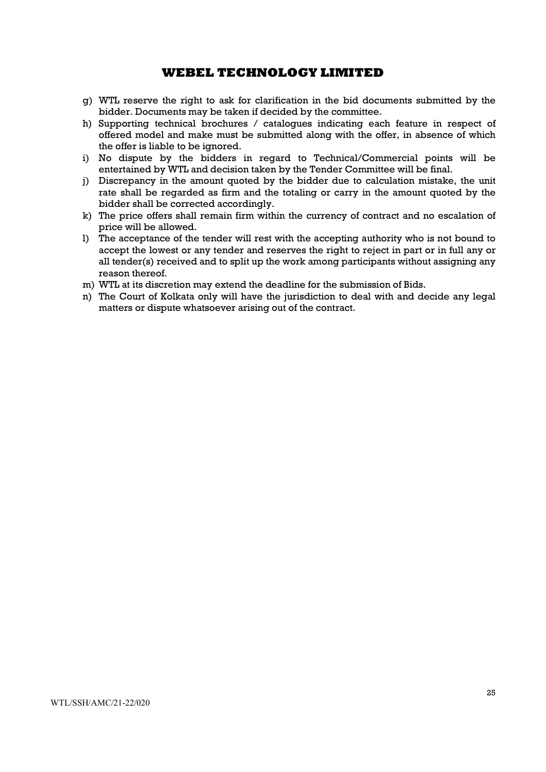g) WTL reserve the right to ask for clarification in the bid documents submitted by the bidder. Documents may be taken if decided by the committee.
h) Supporting technical brochures / catalogues indicating each feature in respect of offered model and make must be submitted along with the offer, in absence of which the offer is liable to be ignored.
i) No dispute by the bidders in regard to Technical/Commercial points will be entertained by WTL and decision taken by the Tender Committee will be final.
j) Discrepancy in the amount quoted by the bidder due to calculation mistake, the unit rate shall be regarded as firm and the totaling or carry in the amount quoted by the bidder shall be corrected accordingly.
k) The price offers shall remain firm within the currency of contract and no escalation of price will be allowed.
l) The acceptance of the tender will rest with the accepting authority who is not bound to accept the lowest or any tender and reserves the right to reject in part or in full any or all tender(s) received and to split up the work among participants without assigning any reason thereof.
m) WTL at its discretion may extend the deadline for the submission of Bids.
n) The Court of Kolkata only will have the jurisdiction to deal with and decide any legal matters or dispute whatsoever arising out of the contract.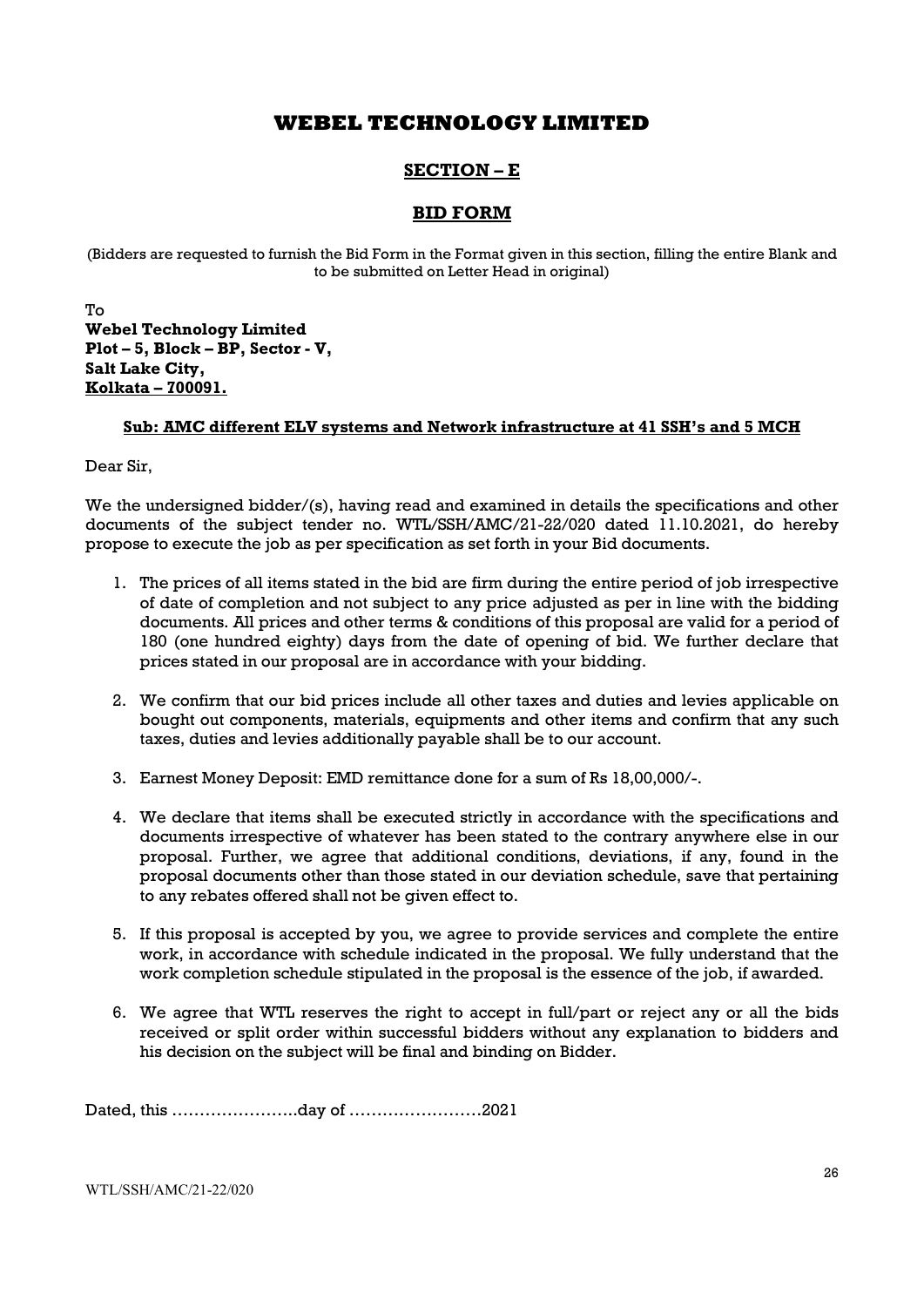# WEBEL TECHNOLOGY LIMITED

## SECTION – E

## BID FORM

(Bidders are requested to furnish the Bid Form in the Format given in this section, filling the entire Blank and to be submitted on Letter Head in original)

To
**Webel Technology Limited**
**Plot – 5, Block – BP, Sector - V,**
**Salt Lake City,**
**Kolkata – 700091.**

**Sub: AMC different ELV systems and Network infrastructure at 41 SSH's and 5 MCH**

Dear Sir,

We the undersigned bidder/(s), having read and examined in details the specifications and other documents of the subject tender no. WTL/SSH/AMC/21-22/020 dated 11.10.2021, do hereby propose to execute the job as per specification as set forth in your Bid documents.

1. The prices of all items stated in the bid are firm during the entire period of job irrespective of date of completion and not subject to any price adjusted as per in line with the bidding documents. All prices and other terms & conditions of this proposal are valid for a period of 180 (one hundred eighty) days from the date of opening of bid. We further declare that prices stated in our proposal are in accordance with your bidding.

2. We confirm that our bid prices include all other taxes and duties and levies applicable on bought out components, materials, equipments and other items and confirm that any such taxes, duties and levies additionally payable shall be to our account.

3. Earnest Money Deposit: EMD remittance done for a sum of Rs 18,00,000/-.

4. We declare that items shall be executed strictly in accordance with the specifications and documents irrespective of whatever has been stated to the contrary anywhere else in our proposal. Further, we agree that additional conditions, deviations, if any, found in the proposal documents other than those stated in our deviation schedule, save that pertaining to any rebates offered shall not be given effect to.

5. If this proposal is accepted by you, we agree to provide services and complete the entire work, in accordance with schedule indicated in the proposal. We fully understand that the work completion schedule stipulated in the proposal is the essence of the job, if awarded.

6. We agree that WTL reserves the right to accept in full/part or reject any or all the bids received or split order within successful bidders without any explanation to bidders and his decision on the subject will be final and binding on Bidder.

Dated, this …………………..day of ……………………2021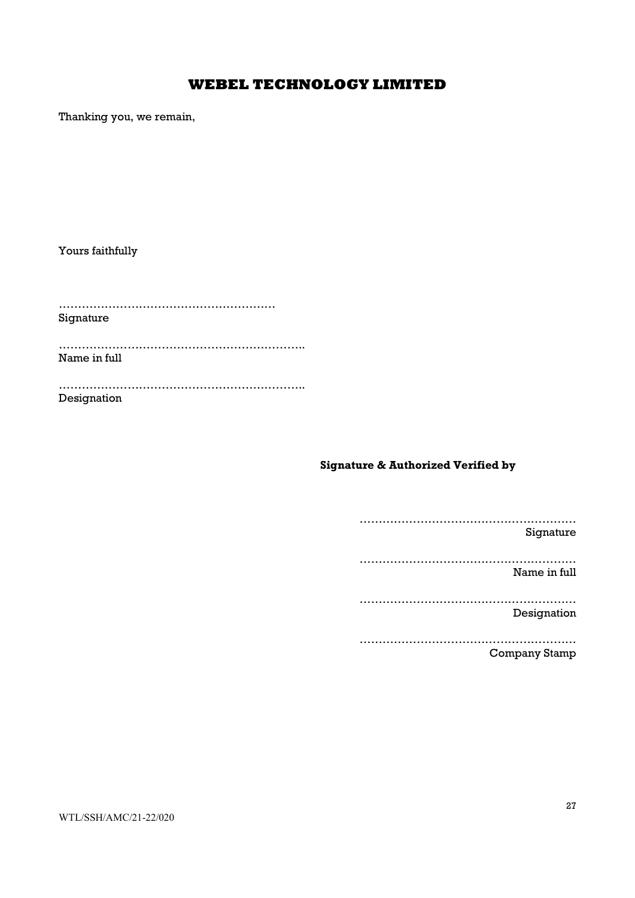Thanking you, we remain,

Yours faithfully

…………………………………………………
Signature

………………………………………………………..
Name in full

………………………………………………………..
Designation

**Signature & Authorized Verified by**

…………………………………………………
Signature

…………………………………………………
Name in full

…………………………………………………
Designation

…………………………………………………
Company Stamp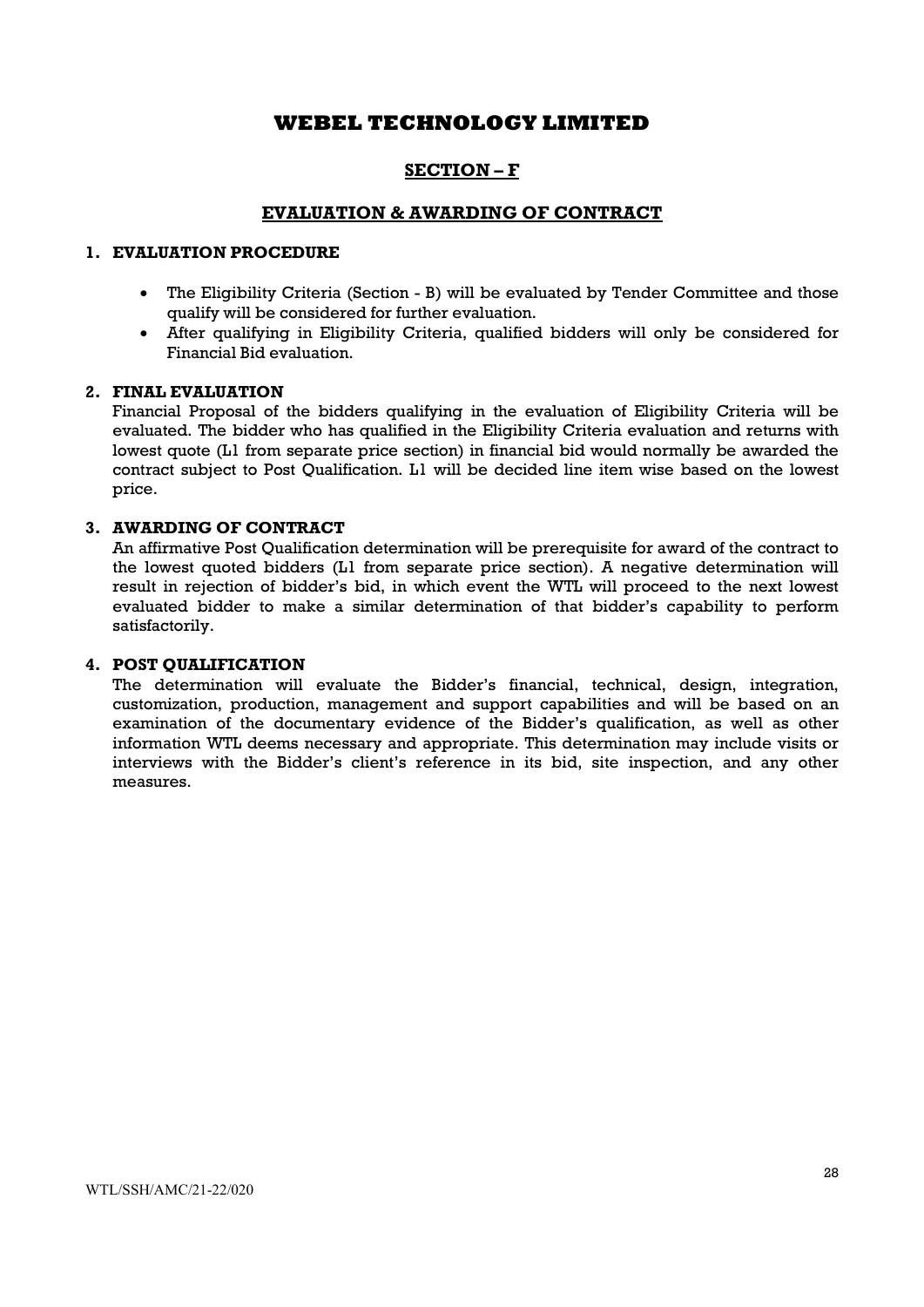# WEBEL TECHNOLOGY LIMITED

## SECTION – F

## EVALUATION & AWARDING OF CONTRACT

### 1. EVALUATION PROCEDURE

- The Eligibility Criteria (Section - B) will be evaluated by Tender Committee and those qualify will be considered for further evaluation.
- After qualifying in Eligibility Criteria, qualified bidders will only be considered for Financial Bid evaluation.

### 2. FINAL EVALUATION

Financial Proposal of the bidders qualifying in the evaluation of Eligibility Criteria will be evaluated. The bidder who has qualified in the Eligibility Criteria evaluation and returns with lowest quote (L1 from separate price section) in financial bid would normally be awarded the contract subject to Post Qualification. L1 will be decided line item wise based on the lowest price.

### 3. AWARDING OF CONTRACT

An affirmative Post Qualification determination will be prerequisite for award of the contract to the lowest quoted bidders (L1 from separate price section). A negative determination will result in rejection of bidder's bid, in which event the WTL will proceed to the next lowest evaluated bidder to make a similar determination of that bidder's capability to perform satisfactorily.

### 4. POST QUALIFICATION

The determination will evaluate the Bidder's financial, technical, design, integration, customization, production, management and support capabilities and will be based on an examination of the documentary evidence of the Bidder's qualification, as well as other information WTL deems necessary and appropriate. This determination may include visits or interviews with the Bidder's client's reference in its bid, site inspection, and any other measures.

WTL/SSH/AMC/21-22/020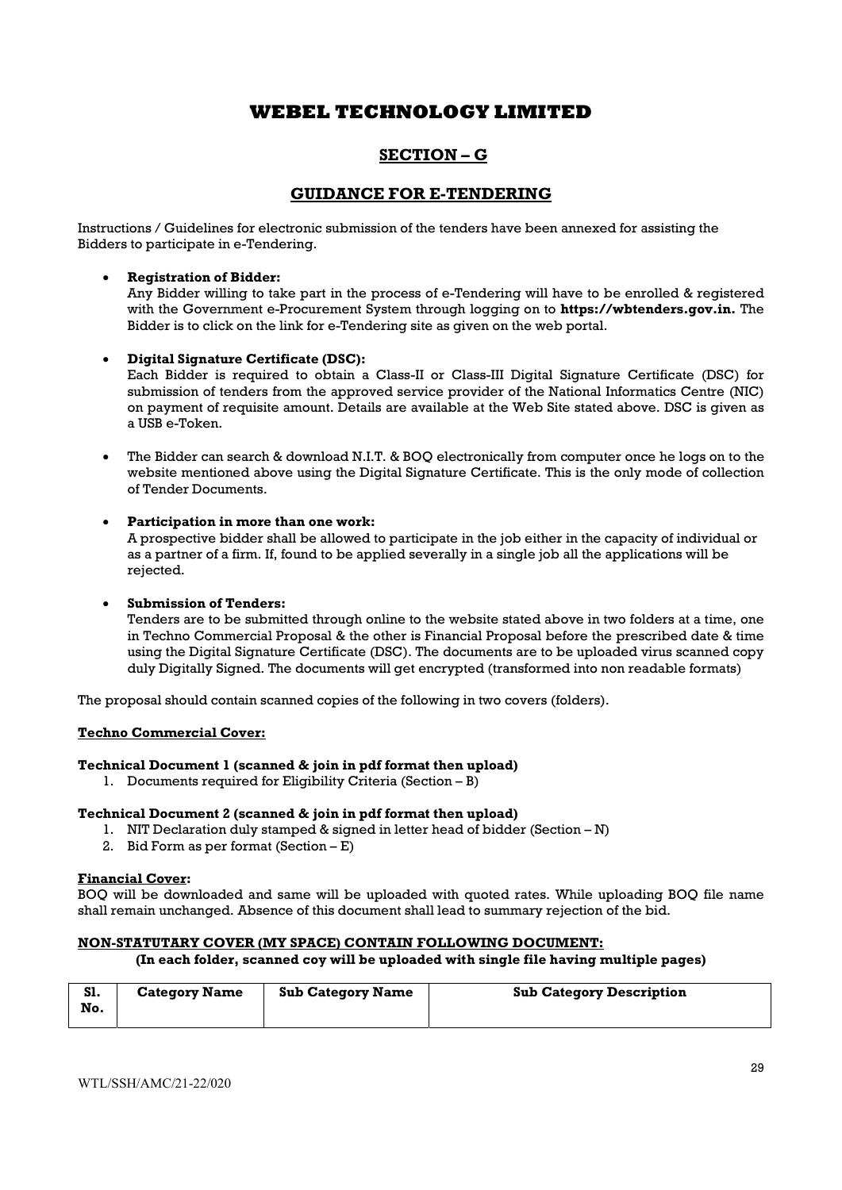# WEBEL TECHNOLOGY LIMITED

## SECTION – G

## GUIDANCE FOR E-TENDERING

Instructions / Guidelines for electronic submission of the tenders have been annexed for assisting the Bidders to participate in e-Tendering.

- **Registration of Bidder:**
  Any Bidder willing to take part in the process of e-Tendering will have to be enrolled & registered with the Government e-Procurement System through logging on to **https://wbtenders.gov.in.** The Bidder is to click on the link for e-Tendering site as given on the web portal.

- **Digital Signature Certificate (DSC):**
  Each Bidder is required to obtain a Class-II or Class-III Digital Signature Certificate (DSC) for submission of tenders from the approved service provider of the National Informatics Centre (NIC) on payment of requisite amount. Details are available at the Web Site stated above. DSC is given as a USB e-Token.

- The Bidder can search & download N.I.T. & BOQ electronically from computer once he logs on to the website mentioned above using the Digital Signature Certificate. This is the only mode of collection of Tender Documents.

- **Participation in more than one work:**
  A prospective bidder shall be allowed to participate in the job either in the capacity of individual or as a partner of a firm. If, found to be applied severally in a single job all the applications will be rejected.

- **Submission of Tenders:**
  Tenders are to be submitted through online to the website stated above in two folders at a time, one in Techno Commercial Proposal & the other is Financial Proposal before the prescribed date & time using the Digital Signature Certificate (DSC). The documents are to be uploaded virus scanned copy duly Digitally Signed. The documents will get encrypted (transformed into non readable formats)

The proposal should contain scanned copies of the following in two covers (folders).

**Techno Commercial Cover:**

**Technical Document 1 (scanned & join in pdf format then upload)**

1. Documents required for Eligibility Criteria (Section – B)

**Technical Document 2 (scanned & join in pdf format then upload)**

1. NIT Declaration duly stamped & signed in letter head of bidder (Section – N)
2. Bid Form as per format (Section – E)

**Financial Cover:**

BOQ will be downloaded and same will be uploaded with quoted rates. While uploading BOQ file name shall remain unchanged. Absence of this document shall lead to summary rejection of the bid.

**NON-STATUTARY COVER (MY SPACE) CONTAIN FOLLOWING DOCUMENT:**

**(In each folder, scanned coy will be uploaded with single file having multiple pages)**

| Sl. No. | Category Name | Sub Category Name | Sub Category Description |
|---|---|---|---|

WTL/SSH/AMC/21-22/020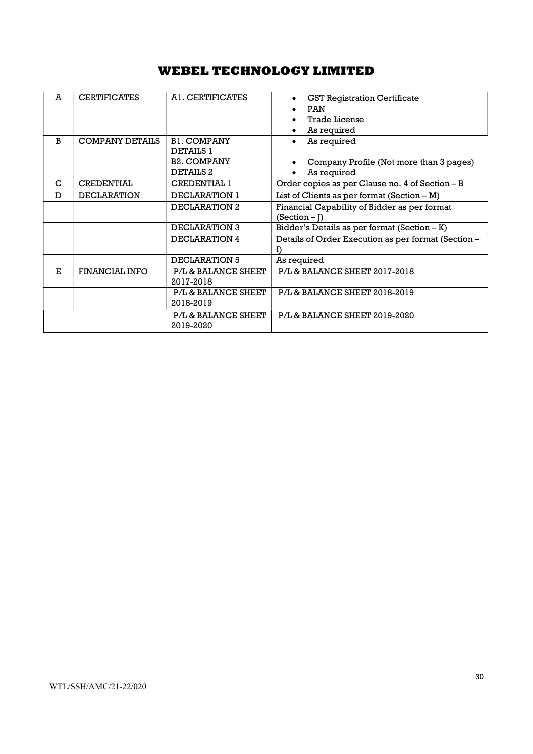# WEBEL TECHNOLOGY LIMITED

| A | CERTIFICATES | A1. CERTIFICATES | • GST Registration Certificate<br>• PAN<br>• Trade License<br>• As required |
|---|---|---|---|
| B | COMPANY DETAILS | B1. COMPANY DETAILS 1 | • As required |
| | | B2. COMPANY DETAILS 2 | • Company Profile (Not more than 3 pages)<br>• As required |
| C | CREDENTIAL | CREDENTIAL 1 | Order copies as per Clause no. 4 of Section – B |
| D | DECLARATION | DECLARATION 1 | List of Clients as per format (Section – M) |
| | | DECLARATION 2 | Financial Capability of Bidder as per format (Section – J) |
| | | DECLARATION 3 | Bidder's Details as per format (Section – K) |
| | | DECLARATION 4 | Details of Order Execution as per format (Section – I) |
| | | DECLARATION 5 | As required |
| E | FINANCIAL INFO | P/L & BALANCE SHEET 2017-2018 | P/L & BALANCE SHEET 2017-2018 |
| | | P/L & BALANCE SHEET 2018-2019 | P/L & BALANCE SHEET 2018-2019 |
| | | P/L & BALANCE SHEET 2019-2020 | P/L & BALANCE SHEET 2019-2020 |

WTL/SSH/AMC/21-22/020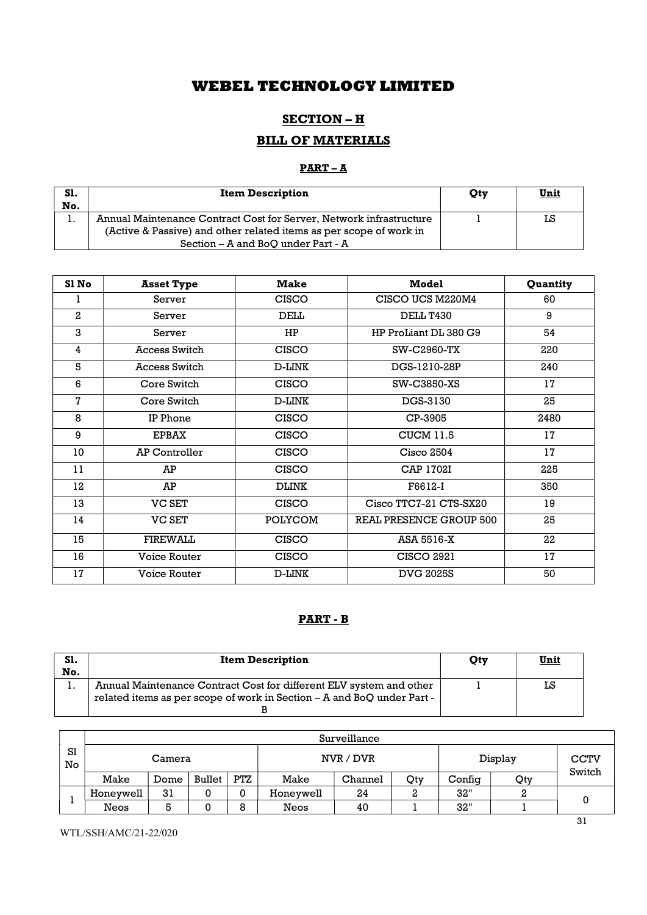# WEBEL TECHNOLOGY LIMITED

## SECTION – H

## BILL OF MATERIALS

### PART – A

| Sl. No. | Item Description | Qty | Unit |
|---|---|---|---|
| 1. | Annual Maintenance Contract Cost for Server, Network infrastructure (Active & Passive) and other related items as per scope of work in Section – A and BoQ under Part - A | 1 | LS |

| Sl No | Asset Type | Make | Model | Quantity |
|---|---|---|---|---|
| 1 | Server | CISCO | CISCO UCS M220M4 | 60 |
| 2 | Server | DELL | DELL T430 | 9 |
| 3 | Server | HP | HP ProLiant DL 380 G9 | 54 |
| 4 | Access Switch | CISCO | SW-C2960-TX | 220 |
| 5 | Access Switch | D-LINK | DGS-1210-28P | 240 |
| 6 | Core Switch | CISCO | SW-C3850-XS | 17 |
| 7 | Core Switch | D-LINK | DGS-3130 | 25 |
| 8 | IP Phone | CISCO | CP-3905 | 2480 |
| 9 | EPBAX | CISCO | CUCM 11.5 | 17 |
| 10 | AP Controller | CISCO | Cisco 2504 | 17 |
| 11 | AP | CISCO | CAP 1702I | 225 |
| 12 | AP | DLINK | F6612-I | 350 |
| 13 | VC SET | CISCO | Cisco TTC7-21 CTS-SX20 | 19 |
| 14 | VC SET | POLYCOM | REAL PRESENCE GROUP 500 | 25 |
| 15 | FIREWALL | CISCO | ASA 5516-X | 22 |
| 16 | Voice Router | CISCO | CISCO 2921 | 17 |
| 17 | Voice Router | D-LINK | DVG 2025S | 50 |

### PART - B

| Sl. No. | Item Description | Qty | Unit |
|---|---|---|---|
| 1. | Annual Maintenance Contract Cost for different ELV system and other related items as per scope of work in Section – A and BoQ under Part - B | 1 | LS |

| Sl No | Surveillance | | | | | | | | | |
|---|---|---|---|---|---|---|---|---|---|---|
| | Camera | | | | NVR / DVR | | | Display | | CCTV Switch |
| | Make | Dome | Bullet | PTZ | Make | Channel | Qty | Config | Qty | |
| 1 | Honeywell | 31 | 0 | 0 | Honeywell | 24 | 2 | 32" | 2 | 0 |
| | Neos | 5 | 0 | 8 | Neos | 40 | 1 | 32" | 1 | |

WTL/SSH/AMC/21-22/020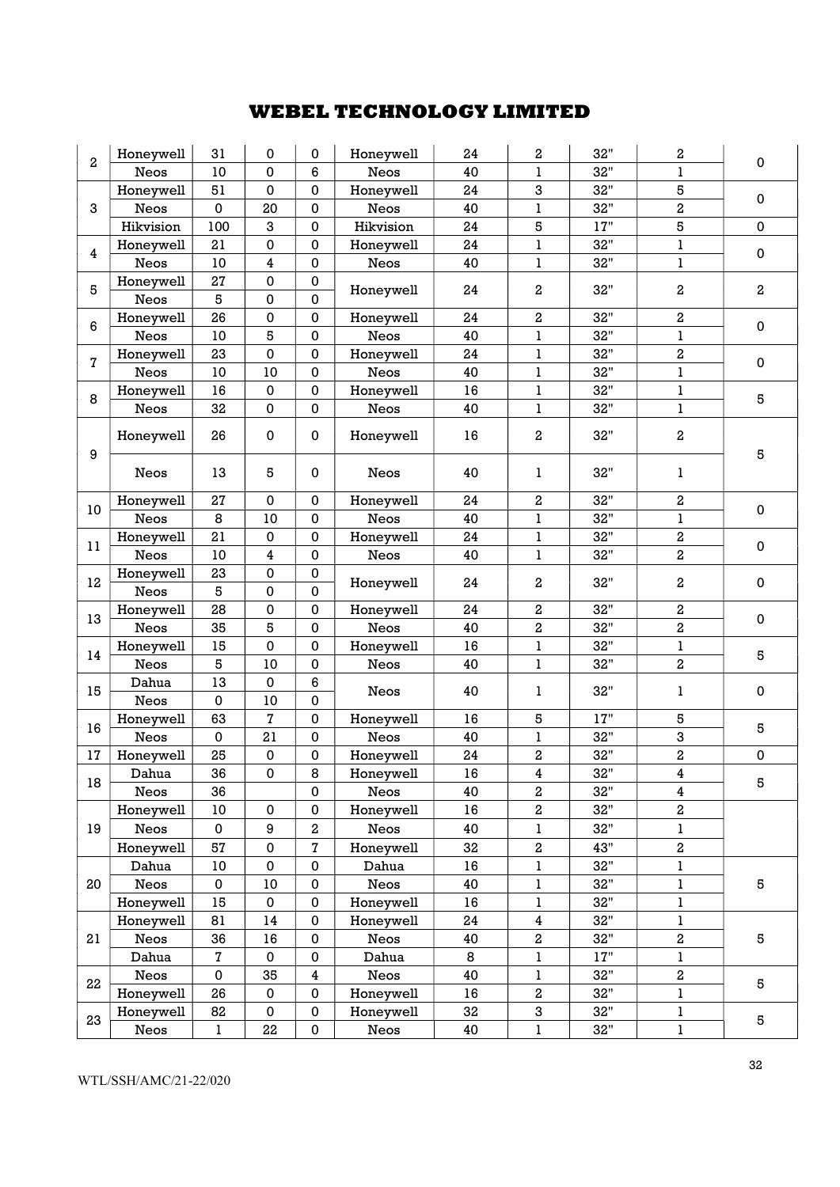# WEBEL TECHNOLOGY LIMITED

| | | | | | | | | | | |
|---|---|---|---|---|---|---|---|---|---|---|
| 2 | Honeywell | 31 | 0 | 0 | Honeywell | 24 | 2 | 32" | 2 | 0 |
| | Neos | 10 | 0 | 6 | Neos | 40 | 1 | 32" | 1 | |
| 3 | Honeywell | 51 | 0 | 0 | Honeywell | 24 | 3 | 32" | 5 | 0 |
| | Neos | 0 | 20 | 0 | Neos | 40 | 1 | 32" | 2 | |
| | Hikvision | 100 | 3 | 0 | Hikvision | 24 | 5 | 17" | 5 | 0 |
| 4 | Honeywell | 21 | 0 | 0 | Honeywell | 24 | 1 | 32" | 1 | 0 |
| | Neos | 10 | 4 | 0 | Neos | 40 | 1 | 32" | 1 | |
| 5 | Honeywell | 27 | 0 | 0 | Honeywell | 24 | 2 | 32" | 2 | 2 |
| | Neos | 5 | 0 | 0 | | | | | | |
| 6 | Honeywell | 26 | 0 | 0 | Honeywell | 24 | 2 | 32" | 2 | 0 |
| | Neos | 10 | 5 | 0 | Neos | 40 | 1 | 32" | 1 | |
| 7 | Honeywell | 23 | 0 | 0 | Honeywell | 24 | 1 | 32" | 2 | 0 |
| | Neos | 10 | 10 | 0 | Neos | 40 | 1 | 32" | 1 | |
| 8 | Honeywell | 16 | 0 | 0 | Honeywell | 16 | 1 | 32" | 1 | 5 |
| | Neos | 32 | 0 | 0 | Neos | 40 | 1 | 32" | 1 | |
| 9 | Honeywell | 26 | 0 | 0 | Honeywell | 16 | 2 | 32" | 2 | 5 |
| | Neos | 13 | 5 | 0 | Neos | 40 | 1 | 32" | 1 | |
| 10 | Honeywell | 27 | 0 | 0 | Honeywell | 24 | 2 | 32" | 2 | 0 |
| | Neos | 8 | 10 | 0 | Neos | 40 | 1 | 32" | 1 | |
| 11 | Honeywell | 21 | 0 | 0 | Honeywell | 24 | 1 | 32" | 2 | 0 |
| | Neos | 10 | 4 | 0 | Neos | 40 | 1 | 32" | 2 | |
| 12 | Honeywell | 23 | 0 | 0 | Honeywell | 24 | 2 | 32" | 2 | 0 |
| | Neos | 5 | 0 | 0 | | | | | | |
| 13 | Honeywell | 28 | 0 | 0 | Honeywell | 24 | 2 | 32" | 2 | 0 |
| | Neos | 35 | 5 | 0 | Neos | 40 | 2 | 32" | 2 | |
| 14 | Honeywell | 15 | 0 | 0 | Honeywell | 16 | 1 | 32" | 1 | 5 |
| | Neos | 5 | 10 | 0 | Neos | 40 | 1 | 32" | 2 | |
| 15 | Dahua | 13 | 0 | 6 | Neos | 40 | 1 | 32" | 1 | 0 |
| | Neos | 0 | 10 | 0 | | | | | | |
| 16 | Honeywell | 63 | 7 | 0 | Honeywell | 16 | 5 | 17" | 5 | 5 |
| | Neos | 0 | 21 | 0 | Neos | 40 | 1 | 32" | 3 | |
| 17 | Honeywell | 25 | 0 | 0 | Honeywell | 24 | 2 | 32" | 2 | 0 |
| 18 | Dahua | 36 | 0 | 8 | Honeywell | 16 | 4 | 32" | 4 | 5 |
| | Neos | 36 | | 0 | Neos | 40 | 2 | 32" | 4 | |
| 19 | Honeywell | 10 | 0 | 0 | Honeywell | 16 | 2 | 32" | 2 | |
| | Neos | 0 | 9 | 2 | Neos | 40 | 1 | 32" | 1 | |
| | Honeywell | 57 | 0 | 7 | Honeywell | 32 | 2 | 43" | 2 | |
| 20 | Dahua | 10 | 0 | 0 | Dahua | 16 | 1 | 32" | 1 | 5 |
| | Neos | 0 | 10 | 0 | Neos | 40 | 1 | 32" | 1 | |
| | Honeywell | 15 | 0 | 0 | Honeywell | 16 | 1 | 32" | 1 | |
| 21 | Honeywell | 81 | 14 | 0 | Honeywell | 24 | 4 | 32" | 1 | 5 |
| | Neos | 36 | 16 | 0 | Neos | 40 | 2 | 32" | 2 | |
| | Dahua | 7 | 0 | 0 | Dahua | 8 | 1 | 17" | 1 | |
| 22 | Neos | 0 | 35 | 4 | Neos | 40 | 1 | 32" | 2 | 5 |
| | Honeywell | 26 | 0 | 0 | Honeywell | 16 | 2 | 32" | 1 | |
| 23 | Honeywell | 82 | 0 | 0 | Honeywell | 32 | 3 | 32" | 1 | 5 |
| | Neos | 1 | 22 | 0 | Neos | 40 | 1 | 32" | 1 | |

WTL/SSH/AMC/21-22/020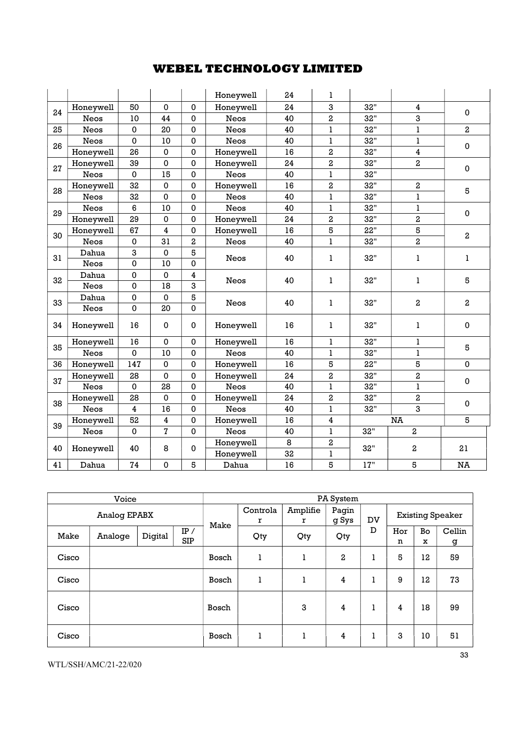# WEBEL TECHNOLOGY LIMITED

| | | | | | | | | | | |
|---|---|---|---|---|---|---|---|---|---|---|
| | | | | | Honeywell | 24 | 1 | | | |
| 24 | Honeywell | 50 | 0 | 0 | Honeywell | 24 | 3 | 32" | 4 | 0 |
| | Neos | 10 | 44 | 0 | Neos | 40 | 2 | 32" | 3 | |
| 25 | Neos | 0 | 20 | 0 | Neos | 40 | 1 | 32" | 1 | 2 |
| 26 | Neos | 0 | 10 | 0 | Neos | 40 | 1 | 32" | 1 | 0 |
| | Honeywell | 26 | 0 | 0 | Honeywell | 16 | 2 | 32" | 4 | |
| 27 | Honeywell | 39 | 0 | 0 | Honeywell | 24 | 2 | 32" | 2 | 0 |
| | Neos | 0 | 15 | 0 | Neos | 40 | 1 | 32" | | |
| 28 | Honeywell | 32 | 0 | 0 | Honeywell | 16 | 2 | 32" | 2 | 5 |
| | Neos | 32 | 0 | 0 | Neos | 40 | 1 | 32" | 1 | |
| 29 | Neos | 6 | 10 | 0 | Neos | 40 | 1 | 32" | 1 | 0 |
| | Honeywell | 29 | 0 | 0 | Honeywell | 24 | 2 | 32" | 2 | |
| 30 | Honeywell | 67 | 4 | 0 | Honeywell | 16 | 5 | 22" | 5 | 2 |
| | Neos | 0 | 31 | 2 | Neos | 40 | 1 | 32" | 2 | |
| 31 | Dahua | 3 | 0 | 5 | Neos | 40 | 1 | 32" | 1 | 1 |
| | Neos | 0 | 10 | 0 | | | | | | |
| 32 | Dahua | 0 | 0 | 4 | Neos | 40 | 1 | 32" | 1 | 5 |
| | Neos | 0 | 18 | 3 | | | | | | |
| 33 | Dahua | 0 | 0 | 5 | Neos | 40 | 1 | 32" | 2 | 2 |
| | Neos | 0 | 20 | 0 | | | | | | |
| 34 | Honeywell | 16 | 0 | 0 | Honeywell | 16 | 1 | 32" | 1 | 0 |
| 35 | Honeywell | 16 | 0 | 0 | Honeywell | 16 | 1 | 32" | 1 | 5 |
| | Neos | 0 | 10 | 0 | Neos | 40 | 1 | 32" | 1 | |
| 36 | Honeywell | 147 | 0 | 0 | Honeywell | 16 | 5 | 22" | 5 | 0 |
| 37 | Honeywell | 28 | 0 | 0 | Honeywell | 24 | 2 | 32" | 2 | 0 |
| | Neos | 0 | 28 | 0 | Neos | 40 | 1 | 32" | 1 | |
| 38 | Honeywell | 28 | 0 | 0 | Honeywell | 24 | 2 | 32" | 2 | 0 |
| | Neos | 4 | 16 | 0 | Neos | 40 | 1 | 32" | 3 | |
| 39 | Honeywell | 52 | 4 | 0 | Honeywell | 16 | 4 | NA | | 5 |
| | Neos | 0 | 7 | 0 | Neos | 40 | 1 | 32" | 2 | |
| 40 | Honeywell | 40 | 8 | 0 | Honeywell | 8 | 2 | 32" | 2 | 21 |
| | | | | | Honeywell | 32 | 1 | | | |
| 41 | Dahua | 74 | 0 | 5 | Dahua | 16 | 5 | 17" | 5 | NA |

| Voice | | | | PA System | | | | | | | |
|---|---|---|---|---|---|---|---|---|---|---|---|
| Analog EPABX | | | | Make | Controlar | Amplifier | Paging Sys | DVD | Existing Speaker | | |
| Make | Analoge | Digital | IP / SIP | | Qty | Qty | Qty | | Horn | Box | Celling |
| Cisco | | | | Bosch | 1 | 1 | 2 | 1 | 5 | 12 | 59 |
| Cisco | | | | Bosch | 1 | 1 | 4 | 1 | 9 | 12 | 73 |
| Cisco | | | | Bosch | | 3 | 4 | 1 | 4 | 18 | 99 |
| Cisco | | | | Bosch | 1 | 1 | 4 | 1 | 3 | 10 | 51 |

WTL/SSH/AMC/21-22/020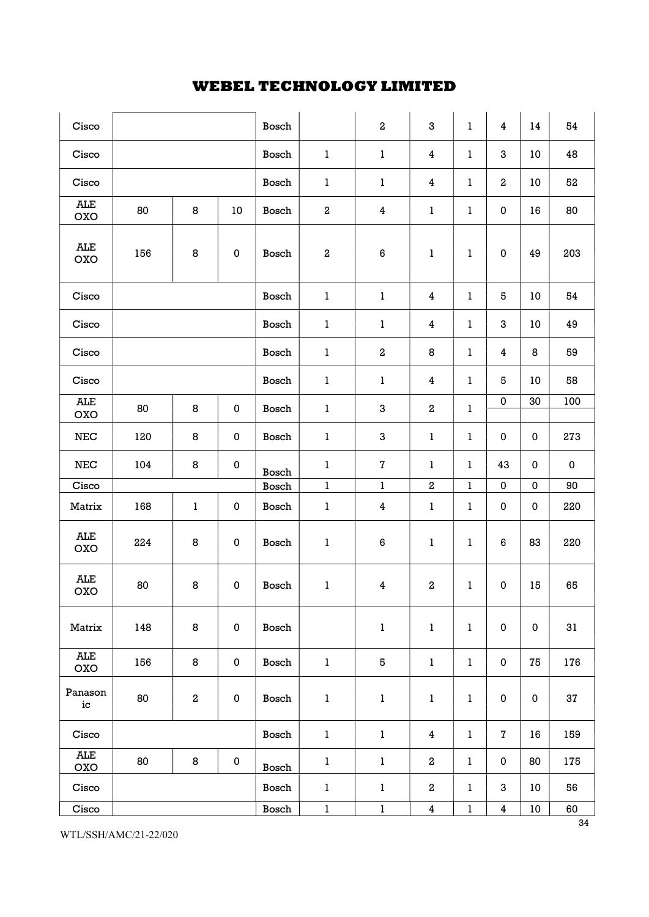# WEBEL TECHNOLOGY LIMITED

| | | | | | | | | | | | |
|---|---|---|---|---|---|---|---|---|---|---|---|
| Cisco | | | | Bosch | | 2 | 3 | 1 | 4 | 14 | 54 |
| Cisco | | | | Bosch | 1 | 1 | 4 | 1 | 3 | 10 | 48 |
| Cisco | | | | Bosch | 1 | 1 | 4 | 1 | 2 | 10 | 52 |
| ALE OXO | 80 | 8 | 10 | Bosch | 2 | 4 | 1 | 1 | 0 | 16 | 80 |
| ALE OXO | 156 | 8 | 0 | Bosch | 2 | 6 | 1 | 1 | 0 | 49 | 203 |
| Cisco | | | | Bosch | 1 | 1 | 4 | 1 | 5 | 10 | 54 |
| Cisco | | | | Bosch | 1 | 1 | 4 | 1 | 3 | 10 | 49 |
| Cisco | | | | Bosch | 1 | 2 | 8 | 1 | 4 | 8 | 59 |
| Cisco | | | | Bosch | 1 | 1 | 4 | 1 | 5 | 10 | 58 |
| ALE OXO | 80 | 8 | 0 | Bosch | 1 | 3 | 2 | 1 | 0 | 30 | 100 |
| NEC | 120 | 8 | 0 | Bosch | 1 | 3 | 1 | 1 | 0 | 0 | 273 |
| NEC | 104 | 8 | 0 | Bosch | 1 | 7 | 1 | 1 | 43 | 0 | 0 |
| Cisco | | | | Bosch | 1 | 1 | 2 | 1 | 0 | 0 | 90 |
| Matrix | 168 | 1 | 0 | Bosch | 1 | 4 | 1 | 1 | 0 | 0 | 220 |
| ALE OXO | 224 | 8 | 0 | Bosch | 1 | 6 | 1 | 1 | 6 | 83 | 220 |
| ALE OXO | 80 | 8 | 0 | Bosch | 1 | 4 | 2 | 1 | 0 | 15 | 65 |
| Matrix | 148 | 8 | 0 | Bosch | | 1 | 1 | 1 | 0 | 0 | 31 |
| ALE OXO | 156 | 8 | 0 | Bosch | 1 | 5 | 1 | 1 | 0 | 75 | 176 |
| Panasonic | 80 | 2 | 0 | Bosch | 1 | 1 | 1 | 1 | 0 | 0 | 37 |
| Cisco | | | | Bosch | 1 | 1 | 4 | 1 | 7 | 16 | 159 |
| ALE OXO | 80 | 8 | 0 | Bosch | 1 | 1 | 2 | 1 | 0 | 80 | 175 |
| Cisco | | | | Bosch | 1 | 1 | 2 | 1 | 3 | 10 | 56 |
| Cisco | | | | Bosch | 1 | 1 | 4 | 1 | 4 | 10 | 60 |

WTL/SSH/AMC/21-22/020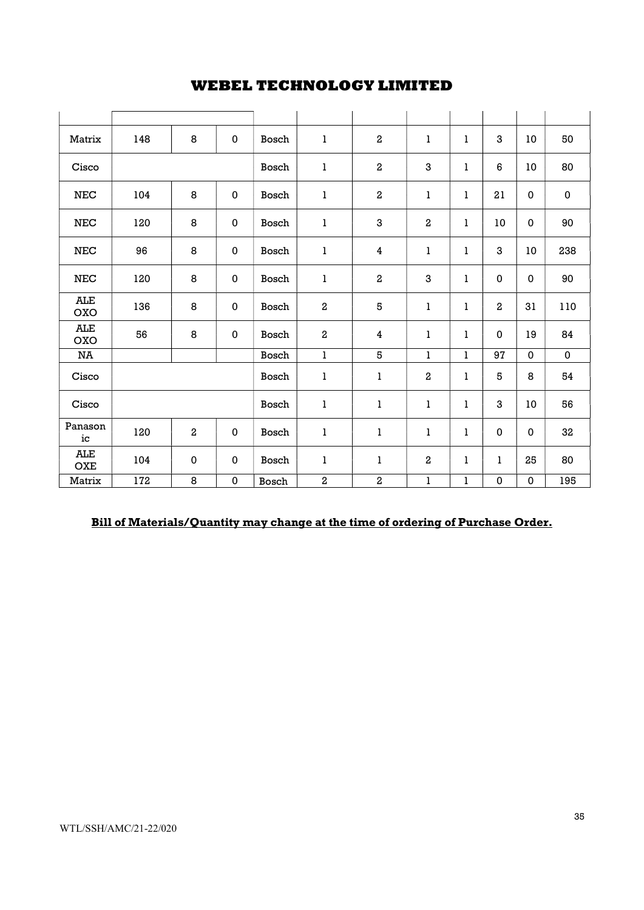# WEBEL TECHNOLOGY LIMITED

| | | | | | | | | | | | |
|---|---|---|---|---|---|---|---|---|---|---|---|
| Matrix | 148 | 8 | 0 | Bosch | 1 | 2 | 1 | 1 | 3 | 10 | 50 |
| Cisco | | | | Bosch | 1 | 2 | 3 | 1 | 6 | 10 | 80 |
| NEC | 104 | 8 | 0 | Bosch | 1 | 2 | 1 | 1 | 21 | 0 | 0 |
| NEC | 120 | 8 | 0 | Bosch | 1 | 3 | 2 | 1 | 10 | 0 | 90 |
| NEC | 96 | 8 | 0 | Bosch | 1 | 4 | 1 | 1 | 3 | 10 | 238 |
| NEC | 120 | 8 | 0 | Bosch | 1 | 2 | 3 | 1 | 0 | 0 | 90 |
| ALE OXO | 136 | 8 | 0 | Bosch | 2 | 5 | 1 | 1 | 2 | 31 | 110 |
| ALE OXO | 56 | 8 | 0 | Bosch | 2 | 4 | 1 | 1 | 0 | 19 | 84 |
| NA | | | | Bosch | 1 | 5 | 1 | 1 | 97 | 0 | 0 |
| Cisco | | | | Bosch | 1 | 1 | 2 | 1 | 5 | 8 | 54 |
| Cisco | | | | Bosch | 1 | 1 | 1 | 1 | 3 | 10 | 56 |
| Panasonic | 120 | 2 | 0 | Bosch | 1 | 1 | 1 | 1 | 0 | 0 | 32 |
| ALE OXE | 104 | 0 | 0 | Bosch | 1 | 1 | 2 | 1 | 1 | 25 | 80 |
| Matrix | 172 | 8 | 0 | Bosch | 2 | 2 | 1 | 1 | 0 | 0 | 195 |

**Bill of Materials/Quantity may change at the time of ordering of Purchase Order.**

WTL/SSH/AMC/21-22/020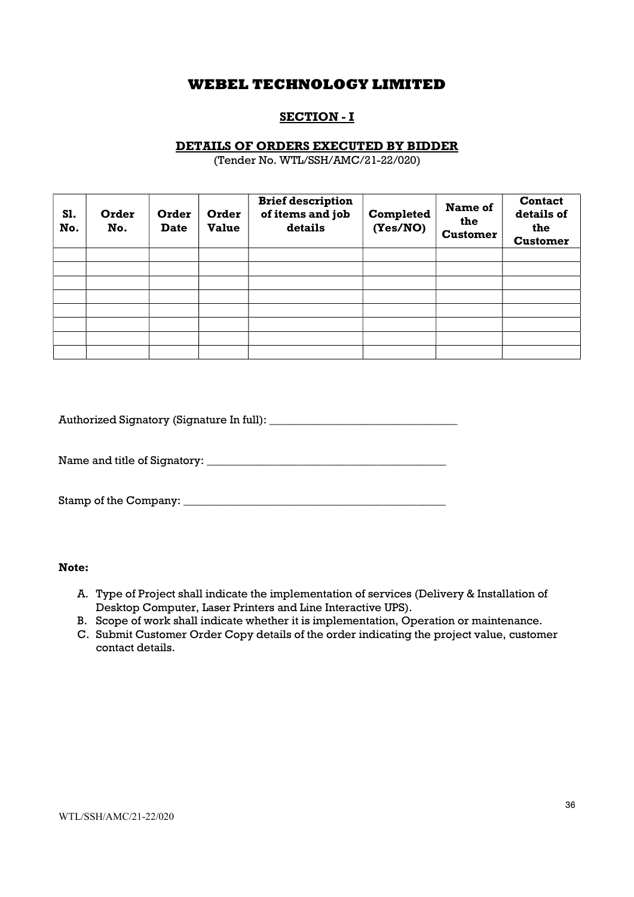# WEBEL TECHNOLOGY LIMITED

## SECTION - I

### DETAILS OF ORDERS EXECUTED BY BIDDER

(Tender No. WTL/SSH/AMC/21-22/020)

| Sl. No. | Order No. | Order Date | Order Value | Brief description of items and job details | Completed (Yes/NO) | Name of the Customer | Contact details of the Customer |
|---|---|---|---|---|---|---|---|
| | | | | | | | |
| | | | | | | | |
| | | | | | | | |
| | | | | | | | |
| | | | | | | | |
| | | | | | | | |
| | | | | | | | |
| | | | | | | | |

Authorized Signatory (Signature In full): _________________________________

Name and title of Signatory: __________________________________________

Stamp of the Company: ______________________________________________

**Note:**

A. Type of Project shall indicate the implementation of services (Delivery & Installation of Desktop Computer, Laser Printers and Line Interactive UPS).
B. Scope of work shall indicate whether it is implementation, Operation or maintenance.
C. Submit Customer Order Copy details of the order indicating the project value, customer contact details.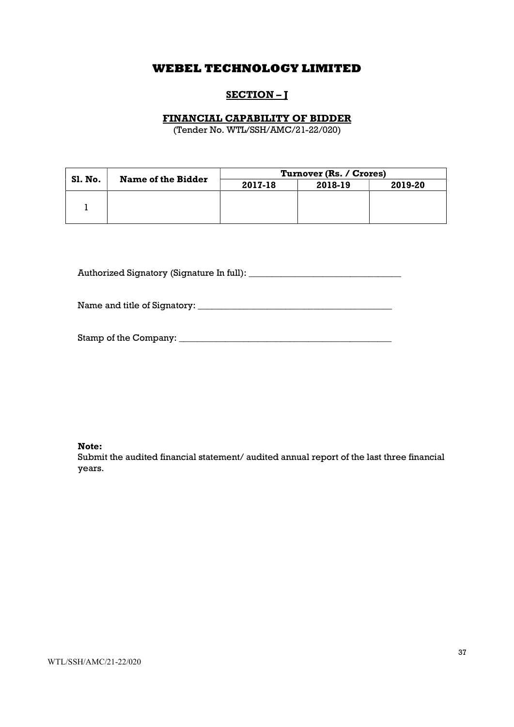# WEBEL TECHNOLOGY LIMITED

## SECTION – J

### FINANCIAL CAPABILITY OF BIDDER

(Tender No. WTL/SSH/AMC/21-22/020)

| Sl. No. | Name of the Bidder | Turnover (Rs. / Crores) | | |
|---|---|---|---|---|
| | | 2017-18 | 2018-19 | 2019-20 |
| 1 | | | | |

Authorized Signatory (Signature In full): _________________________________

Name and title of Signatory: __________________________________________

Stamp of the Company: _______________________________________________

**Note:**
Submit the audited financial statement/ audited annual report of the last three financial years.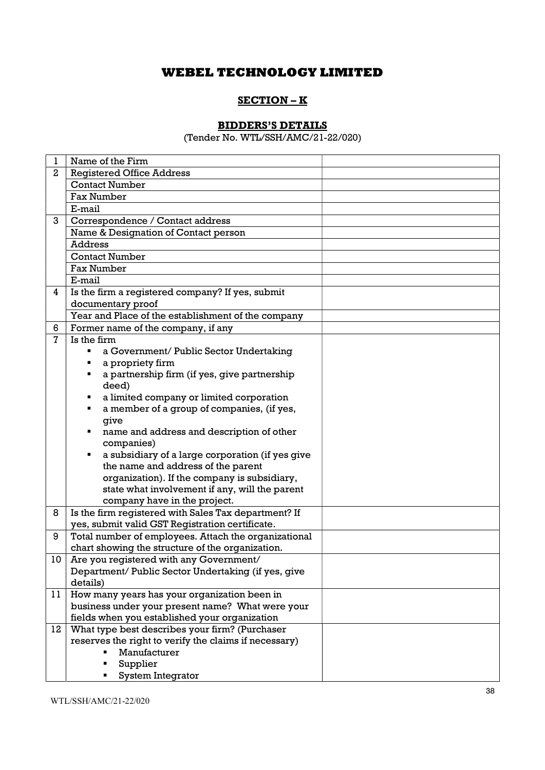# WEBEL TECHNOLOGY LIMITED

## SECTION – K

### BIDDERS'S DETAILS

(Tender No. WTL/SSH/AMC/21-22/020)

| | | |
|---|---|---|
| 1 | Name of the Firm | |
| 2 | Registered Office Address | |
| | Contact Number | |
| | Fax Number | |
| | E-mail | |
| 3 | Correspondence / Contact address | |
| | Name & Designation of Contact person | |
| | Address | |
| | Contact Number | |
| | Fax Number | |
| | E-mail | |
| 4 | Is the firm a registered company? If yes, submit documentary proof | |
| | Year and Place of the establishment of the company | |
| 6 | Former name of the company, if any | |
| 7 | Is the firm<br>▪ a Government/ Public Sector Undertaking<br>▪ a propriety firm<br>▪ a partnership firm (if yes, give partnership deed)<br>▪ a limited company or limited corporation<br>▪ a member of a group of companies, (if yes, give<br>▪ name and address and description of other companies)<br>▪ a subsidiary of a large corporation (if yes give the name and address of the parent organization). If the company is subsidiary, state what involvement if any, will the parent company have in the project. | |
| 8 | Is the firm registered with Sales Tax department? If yes, submit valid GST Registration certificate. | |
| 9 | Total number of employees. Attach the organizational chart showing the structure of the organization. | |
| 10 | Are you registered with any Government/ Department/ Public Sector Undertaking (if yes, give details) | |
| 11 | How many years has your organization been in business under your present name? What were your fields when you established your organization | |
| 12 | What type best describes your firm? (Purchaser reserves the right to verify the claims if necessary)<br>▪ Manufacturer<br>▪ Supplier<br>▪ System Integrator | |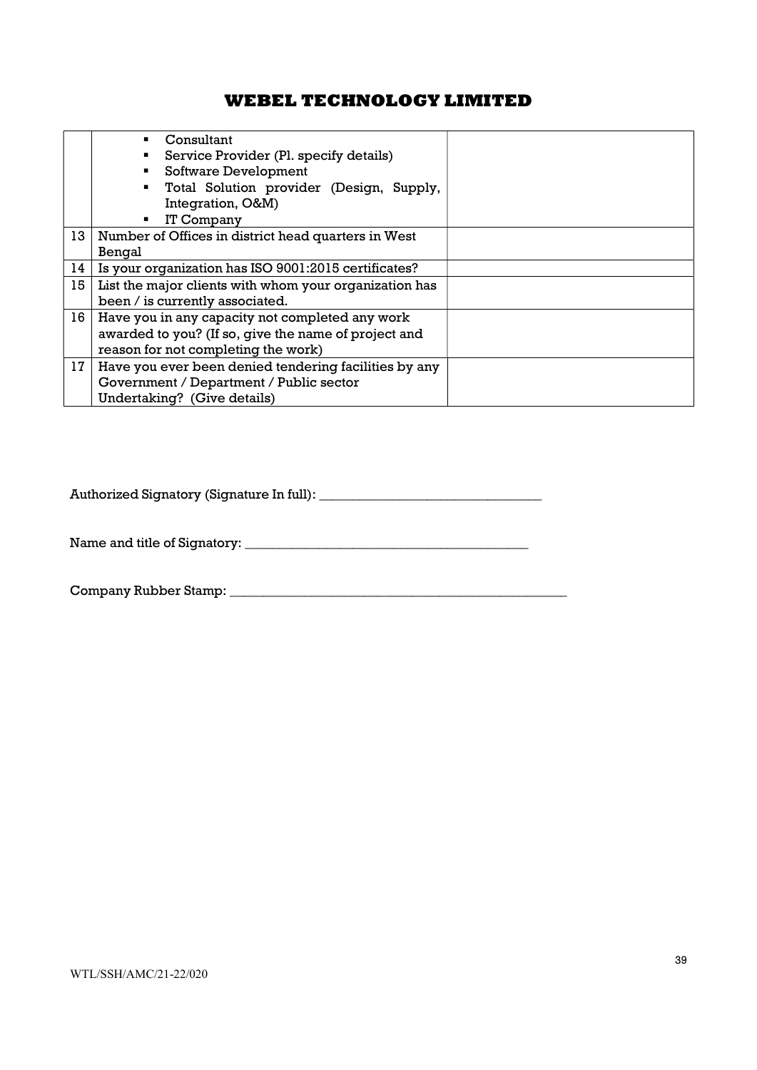# WEBEL TECHNOLOGY LIMITED

| | | |
|---|---|---|
| | ▪ Consultant<br>▪ Service Provider (Pl. specify details)<br>▪ Software Development<br>▪ Total Solution provider (Design, Supply, Integration, O&M)<br>▪ IT Company | |
| 13 | Number of Offices in district head quarters in West Bengal | |
| 14 | Is your organization has ISO 9001:2015 certificates? | |
| 15 | List the major clients with whom your organization has been / is currently associated. | |
| 16 | Have you in any capacity not completed any work awarded to you? (If so, give the name of project and reason for not completing the work) | |
| 17 | Have you ever been denied tendering facilities by any Government / Department / Public sector Undertaking? (Give details) | |

Authorized Signatory (Signature In full): _________________________________

Name and title of Signatory: __________________________________________

Company Rubber Stamp: ____________________________________________________

WTL/SSH/AMC/21-22/020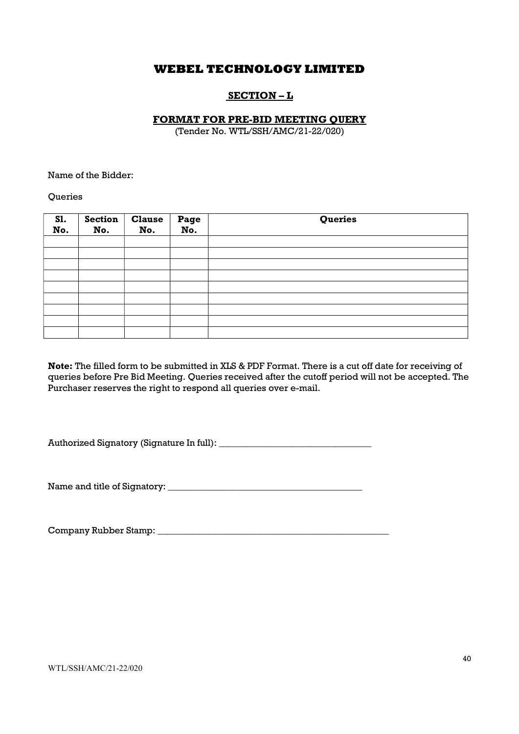# WEBEL TECHNOLOGY LIMITED

## SECTION – L

### FORMAT FOR PRE-BID MEETING QUERY

(Tender No. WTL/SSH/AMC/21-22/020)

Name of the Bidder:

Queries

| Sl. No. | Section No. | Clause No. | Page No. | Queries |
|---|---|---|---|---|
| | | | | |
| | | | | |
| | | | | |
| | | | | |
| | | | | |
| | | | | |
| | | | | |
| | | | | |
| | | | | |

**Note:** The filled form to be submitted in XLS & PDF Format. There is a cut off date for receiving of queries before Pre Bid Meeting. Queries received after the cutoff period will not be accepted. The Purchaser reserves the right to respond all queries over e-mail.

Authorized Signatory (Signature In full): _________________________________

Name and title of Signatory: __________________________________________

Company Rubber Stamp: ____________________________________________________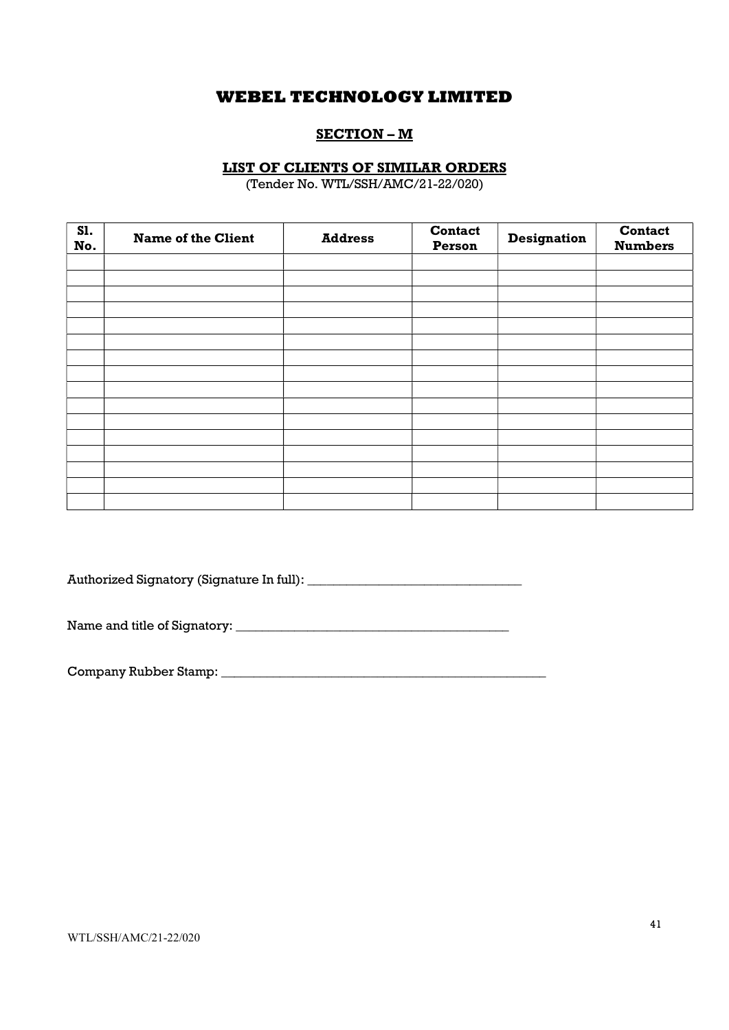# WEBEL TECHNOLOGY LIMITED

## SECTION – M

### LIST OF CLIENTS OF SIMILAR ORDERS

(Tender No. WTL/SSH/AMC/21-22/020)

| Sl. No. | Name of the Client | Address | Contact Person | Designation | Contact Numbers |
|---|---|---|---|---|---|
| | | | | | |
| | | | | | |
| | | | | | |
| | | | | | |
| | | | | | |
| | | | | | |
| | | | | | |
| | | | | | |
| | | | | | |
| | | | | | |
| | | | | | |
| | | | | | |
| | | | | | |
| | | | | | |
| | | | | | |
| | | | | | |

Authorized Signatory (Signature In full): _________________________________

Name and title of Signatory: __________________________________________

Company Rubber Stamp: ____________________________________________________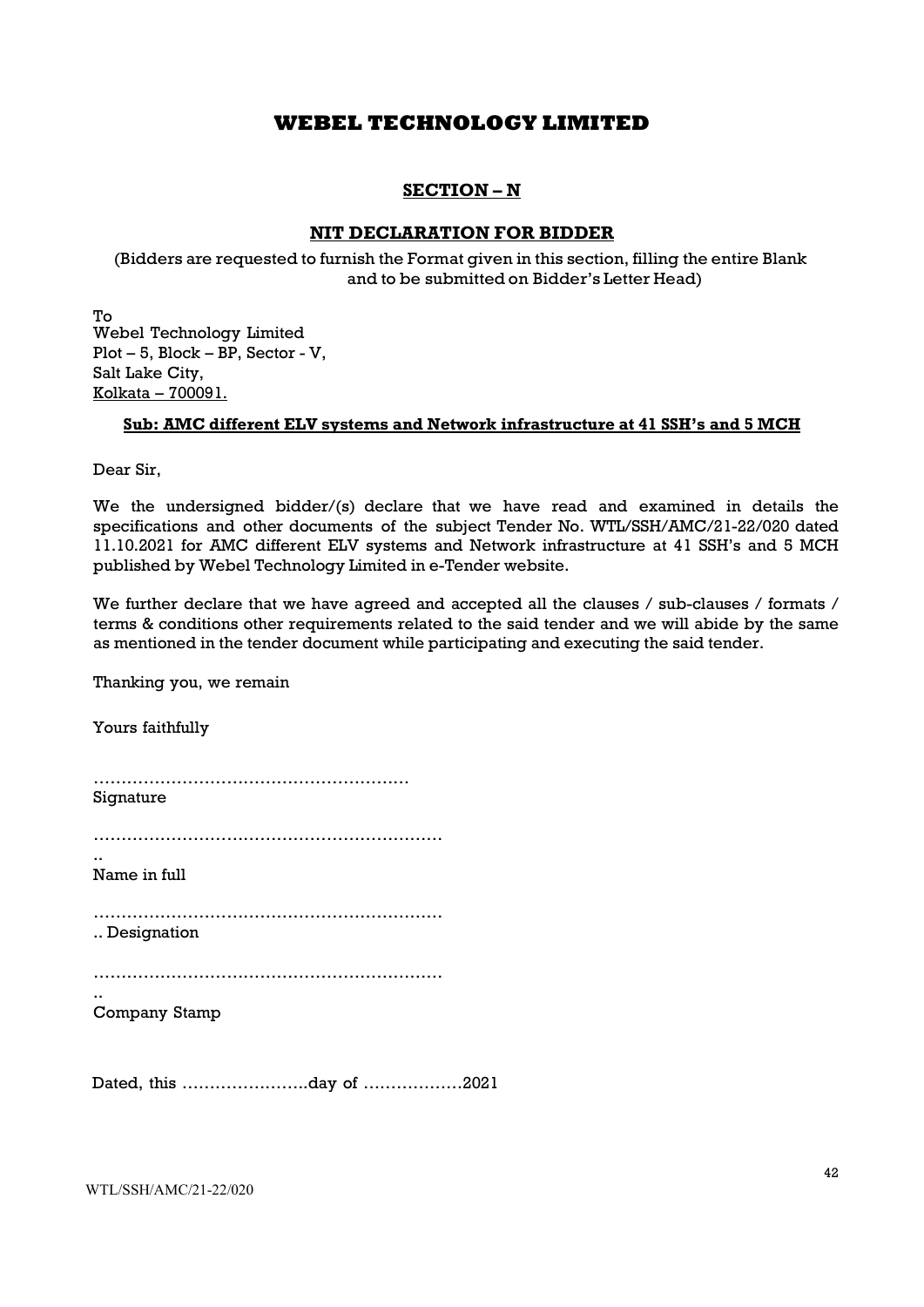# WEBEL TECHNOLOGY LIMITED

## SECTION – N

## NIT DECLARATION FOR BIDDER

(Bidders are requested to furnish the Format given in this section, filling the entire Blank and to be submitted on Bidder's Letter Head)

To
Webel Technology Limited
Plot – 5, Block – BP, Sector - V,
Salt Lake City,
Kolkata – 700091.

**Sub: AMC different ELV systems and Network infrastructure at 41 SSH's and 5 MCH**

Dear Sir,

We the undersigned bidder/(s) declare that we have read and examined in details the specifications and other documents of the subject Tender No. WTL/SSH/AMC/21-22/020 dated 11.10.2021 for AMC different ELV systems and Network infrastructure at 41 SSH's and 5 MCH published by Webel Technology Limited in e-Tender website.

We further declare that we have agreed and accepted all the clauses / sub-clauses / formats / terms & conditions other requirements related to the said tender and we will abide by the same as mentioned in the tender document while participating and executing the said tender.

Thanking you, we remain

Yours faithfully

…………………………………………………
Signature

………………………………………………………..
Name in full

………………………………………………………..
Designation

………………………………………………………..
Company Stamp

Dated, this …………………..day of ………………2021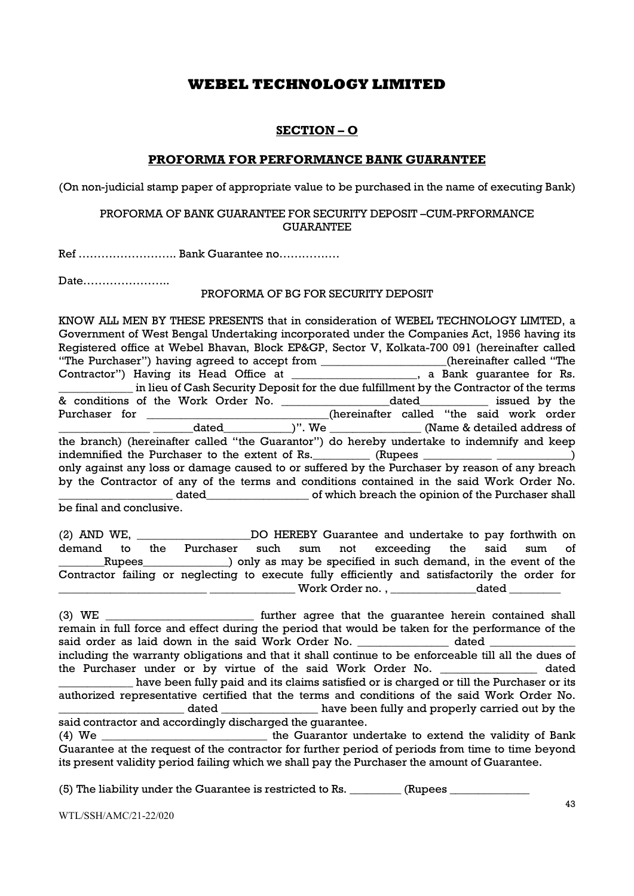# WEBEL TECHNOLOGY LIMITED

## SECTION – O

## PROFORMA FOR PERFORMANCE BANK GUARANTEE

(On non-judicial stamp paper of appropriate value to be purchased in the name of executing Bank)

PROFORMA OF BANK GUARANTEE FOR SECURITY DEPOSIT –CUM-PRFORMANCE GUARANTEE

Ref …………………….. Bank Guarantee no…………….

Date…………………..

PROFORMA OF BG FOR SECURITY DEPOSIT

KNOW ALL MEN BY THESE PRESENTS that in consideration of WEBEL TECHNOLOGY LIMTED, a Government of West Bengal Undertaking incorporated under the Companies Act, 1956 having its Registered office at Webel Bhavan, Block EP&GP, Sector V, Kolkata-700 091 (hereinafter called "The Purchaser") having agreed to accept from _____________________(hereinafter called "The Contractor") Having its Head Office at _____________________, a Bank guarantee for Rs. ____________ in lieu of Cash Security Deposit for the due fulfillment by the Contractor of the terms & conditions of the Work Order No. __________________dated___________ issued by the Purchaser for ______________________________(hereinafter called "the said work order _______________ _______dated___________)". We _______________ (Name & detailed address of the branch) (hereinafter called "the Guarantor") do hereby undertake to indemnify and keep indemnified the Purchaser to the extent of Rs._________ (Rupees ___________ ____________) only against any loss or damage caused to or suffered by the Purchaser by reason of any breach by the Contractor of any of the terms and conditions contained in the said Work Order No. ___________________ dated_________________ of which breach the opinion of the Purchaser shall be final and conclusive.

(2) AND WE, ___________________DO HEREBY Guarantee and undertake to pay forthwith on demand to the Purchaser such sum not exceeding the said sum of ________Rupees______________) only as may be specified in such demand, in the event of the Contractor failing or neglecting to execute fully efficiently and satisfactorily the order for _________________________ ______________ Work Order no. , ______________dated _________

(3) WE _________________________ further agree that the guarantee herein contained shall remain in full force and effect during the period that would be taken for the performance of the said order as laid down in the said Work Order No. _______________ dated ______________ including the warranty obligations and that it shall continue to be enforceable till all the dues of the Purchaser under or by virtue of the said Work Order No. ________________ dated ____________ have been fully paid and its claims satisfied or is charged or till the Purchaser or its authorized representative certified that the terms and conditions of the said Work Order No. _____________________ dated ________________ have been fully and properly carried out by the said contractor and accordingly discharged the guarantee.

(4) We ____________________________ the Guarantor undertake to extend the validity of Bank Guarantee at the request of the contractor for further period of periods from time to time beyond its present validity period failing which we shall pay the Purchaser the amount of Guarantee.

(5) The liability under the Guarantee is restricted to Rs. _________ (Rupees _____________

WTL/SSH/AMC/21-22/020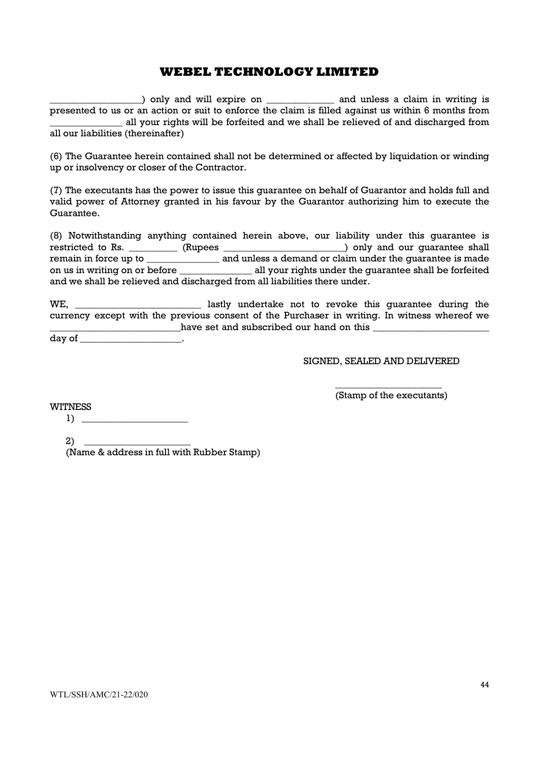# WEBEL TECHNOLOGY LIMITED

__________________) only and will expire on _____________ and unless a claim in writing is presented to us or an action or suit to enforce the claim is filled against us within 6 months from ______________ all your rights will be forfeited and we shall be relieved of and discharged from all our liabilities (thereinafter)

(6) The Guarantee herein contained shall not be determined or affected by liquidation or winding up or insolvency or closer of the Contractor.

(7) The executants has the power to issue this guarantee on behalf of Guarantor and holds full and valid power of Attorney granted in his favour by the Guarantor authorizing him to execute the Guarantee.

(8) Notwithstanding anything contained herein above, our liability under this guarantee is restricted to Rs. _________ (Rupees ________________________) only and our guarantee shall remain in force up to ______________ and unless a demand or claim under the guarantee is made on us in writing on or before ______________ all your rights under the guarantee shall be forfeited and we shall be relieved and discharged from all liabilities there under.

WE, ________________________ lastly undertake not to revoke this guarantee during the currency except with the previous consent of the Purchaser in writing. In witness whereof we __________________________have set and subscribed our hand on this _______________________ day of ____________________.

SIGNED, SEALED AND DELIVERED

_____________________
(Stamp of the executants)

WITNESS

1) _____________________

2) _____________________
(Name & address in full with Rubber Stamp)

WTL/SSH/AMC/21-22/020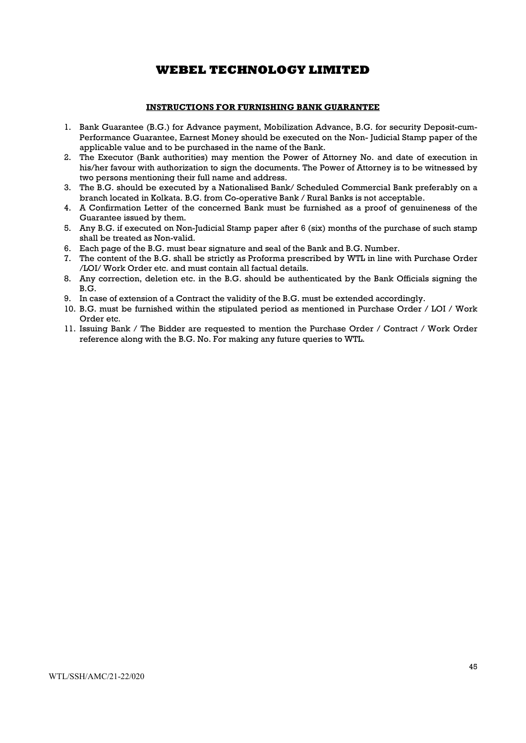# WEBEL TECHNOLOGY LIMITED

## INSTRUCTIONS FOR FURNISHING BANK GUARANTEE

1. Bank Guarantee (B.G.) for Advance payment, Mobilization Advance, B.G. for security Deposit-cum-Performance Guarantee, Earnest Money should be executed on the Non- Judicial Stamp paper of the applicable value and to be purchased in the name of the Bank.
2. The Executor (Bank authorities) may mention the Power of Attorney No. and date of execution in his/her favour with authorization to sign the documents. The Power of Attorney is to be witnessed by two persons mentioning their full name and address.
3. The B.G. should be executed by a Nationalised Bank/ Scheduled Commercial Bank preferably on a branch located in Kolkata. B.G. from Co-operative Bank / Rural Banks is not acceptable.
4. A Confirmation Letter of the concerned Bank must be furnished as a proof of genuineness of the Guarantee issued by them.
5. Any B.G. if executed on Non-Judicial Stamp paper after 6 (six) months of the purchase of such stamp shall be treated as Non-valid.
6. Each page of the B.G. must bear signature and seal of the Bank and B.G. Number.
7. The content of the B.G. shall be strictly as Proforma prescribed by WTL in line with Purchase Order /LOI/ Work Order etc. and must contain all factual details.
8. Any correction, deletion etc. in the B.G. should be authenticated by the Bank Officials signing the B.G.
9. In case of extension of a Contract the validity of the B.G. must be extended accordingly.
10. B.G. must be furnished within the stipulated period as mentioned in Purchase Order / LOI / Work Order etc.
11. Issuing Bank / The Bidder are requested to mention the Purchase Order / Contract / Work Order reference along with the B.G. No. For making any future queries to WTL.